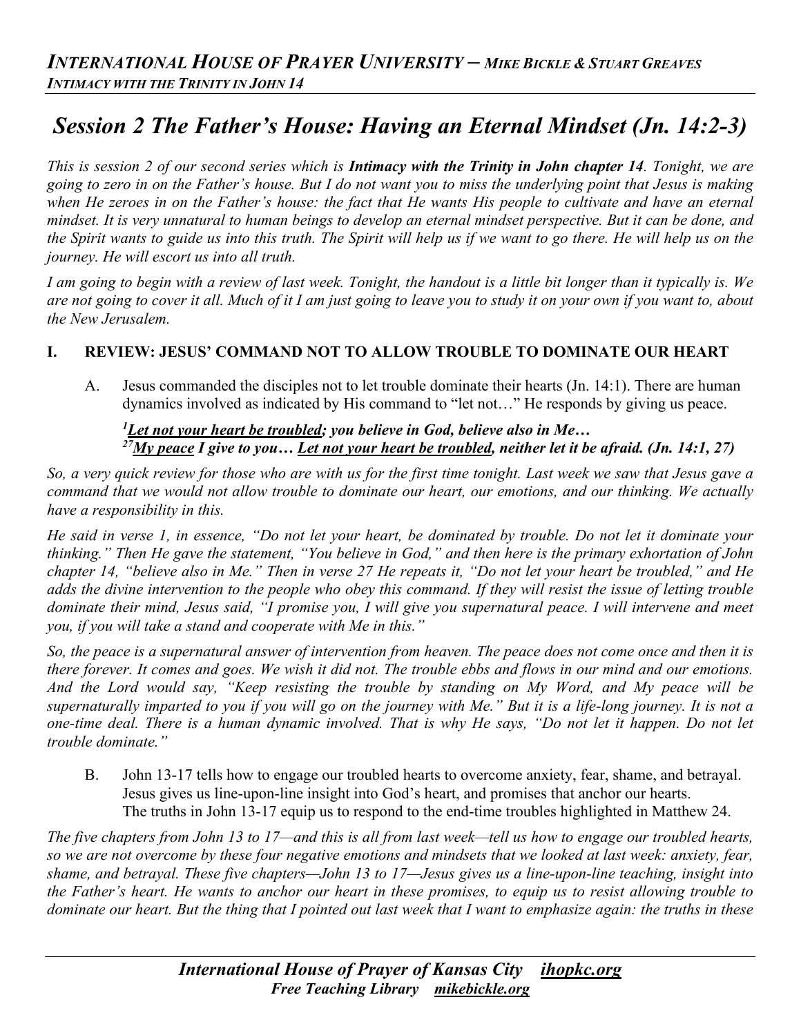*INTERNATIONAL HOUSE OF PRAYER UNIVERSITY – MIKE BICKLE & STUART GREAVES*
*INTIMACY WITH THE TRINITY IN JOHN 14*

# *Session 2 The Father's House: Having an Eternal Mindset (Jn. 14:2-3)*

*This is session 2 of our second series which is **Intimacy with the Trinity in John chapter 14**. Tonight, we are going to zero in on the Father's house. But I do not want you to miss the underlying point that Jesus is making when He zeroes in on the Father's house: the fact that He wants His people to cultivate and have an eternal mindset. It is very unnatural to human beings to develop an eternal mindset perspective. But it can be done, and the Spirit wants to guide us into this truth. The Spirit will help us if we want to go there. He will help us on the journey. He will escort us into all truth.*

*I am going to begin with a review of last week. Tonight, the handout is a little bit longer than it typically is. We are not going to cover it all. Much of it I am just going to leave you to study it on your own if you want to, about the New Jerusalem.*

## I. REVIEW: JESUS' COMMAND NOT TO ALLOW TROUBLE TO DOMINATE OUR HEART

A. Jesus commanded the disciples not to let trouble dominate their hearts (Jn. 14:1). There are human dynamics involved as indicated by His command to "let not…" He responds by giving us peace.

***[1]<u>Let not your heart be troubled</u>; you believe in God, believe also in Me…***
***[27]<u>My peace</u> I give to you… <u>Let not your heart be troubled</u>, neither let it be afraid. (Jn. 14:1, 27)***

*So, a very quick review for those who are with us for the first time tonight. Last week we saw that Jesus gave a command that we would not allow trouble to dominate our heart, our emotions, and our thinking. We actually have a responsibility in this.*

*He said in verse 1, in essence, "Do not let your heart, be dominated by trouble. Do not let it dominate your thinking." Then He gave the statement, "You believe in God," and then here is the primary exhortation of John chapter 14, "believe also in Me." Then in verse 27 He repeats it, "Do not let your heart be troubled," and He adds the divine intervention to the people who obey this command. If they will resist the issue of letting trouble dominate their mind, Jesus said, "I promise you, I will give you supernatural peace. I will intervene and meet you, if you will take a stand and cooperate with Me in this."*

*So, the peace is a supernatural answer of intervention from heaven. The peace does not come once and then it is there forever. It comes and goes. We wish it did not. The trouble ebbs and flows in our mind and our emotions. And the Lord would say, "Keep resisting the trouble by standing on My Word, and My peace will be supernaturally imparted to you if you will go on the journey with Me." But it is a life-long journey. It is not a one-time deal. There is a human dynamic involved. That is why He says, "Do not let it happen. Do not let trouble dominate."*

B. John 13-17 tells how to engage our troubled hearts to overcome anxiety, fear, shame, and betrayal. Jesus gives us line-upon-line insight into God's heart, and promises that anchor our hearts. The truths in John 13-17 equip us to respond to the end-time troubles highlighted in Matthew 24.

*The five chapters from John 13 to 17—and this is all from last week—tell us how to engage our troubled hearts, so we are not overcome by these four negative emotions and mindsets that we looked at last week: anxiety, fear, shame, and betrayal. These five chapters—John 13 to 17—Jesus gives us a line-upon-line teaching, insight into the Father's heart. He wants to anchor our heart in these promises, to equip us to resist allowing trouble to dominate our heart. But the thing that I pointed out last week that I want to emphasize again: the truths in these*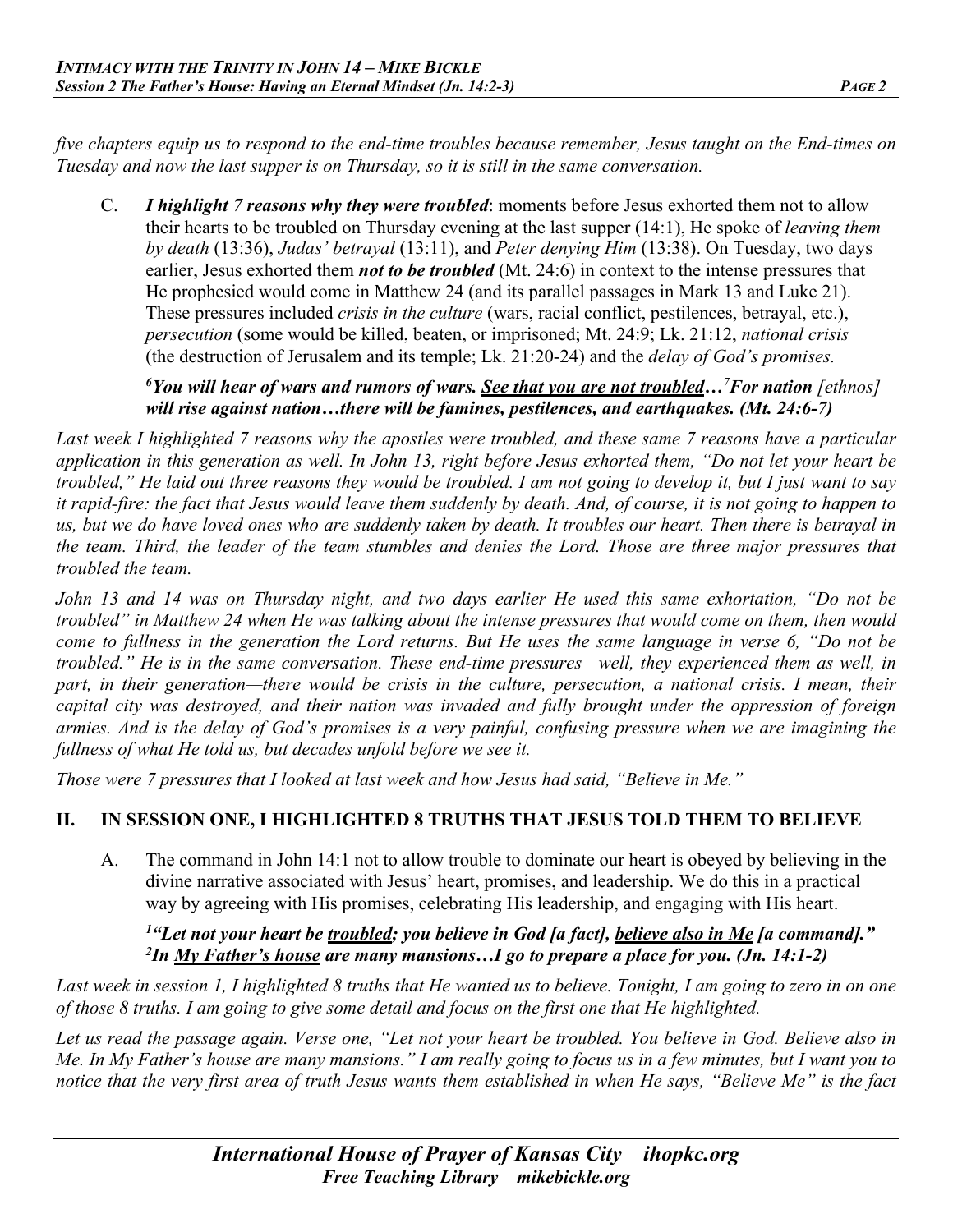*five chapters equip us to respond to the end-time troubles because remember, Jesus taught on the End-times on Tuesday and now the last supper is on Thursday, so it is still in the same conversation.*

C. ***I highlight 7 reasons why they were troubled***: moments before Jesus exhorted them not to allow their hearts to be troubled on Thursday evening at the last supper (14:1), He spoke of *leaving them by death* (13:36), *Judas' betrayal* (13:11), and *Peter denying Him* (13:38). On Tuesday, two days earlier, Jesus exhorted them ***not to be troubled*** (Mt. 24:6) in context to the intense pressures that He prophesied would come in Matthew 24 (and its parallel passages in Mark 13 and Luke 21). These pressures included *crisis in the culture* (wars, racial conflict, pestilences, betrayal, etc.), *persecution* (some would be killed, beaten, or imprisoned; Mt. 24:9; Lk. 21:12, *national crisis* (the destruction of Jerusalem and its temple; Lk. 21:20-24) and the *delay of God's promises.*

> ***[6]You will hear of wars and rumors of wars. <u>See that you are not troubled</u>…[7]For nation** [ethnos] **will rise against nation…there will be famines, pestilences, and earthquakes. (Mt. 24:6-7)***

*Last week I highlighted 7 reasons why the apostles were troubled, and these same 7 reasons have a particular application in this generation as well. In John 13, right before Jesus exhorted them, "Do not let your heart be troubled," He laid out three reasons they would be troubled. I am not going to develop it, but I just want to say it rapid-fire: the fact that Jesus would leave them suddenly by death. And, of course, it is not going to happen to us, but we do have loved ones who are suddenly taken by death. It troubles our heart. Then there is betrayal in the team. Third, the leader of the team stumbles and denies the Lord. Those are three major pressures that troubled the team.*

*John 13 and 14 was on Thursday night, and two days earlier He used this same exhortation, "Do not be troubled" in Matthew 24 when He was talking about the intense pressures that would come on them, then would come to fullness in the generation the Lord returns. But He uses the same language in verse 6, "Do not be troubled." He is in the same conversation. These end-time pressures—well, they experienced them as well, in part, in their generation—there would be crisis in the culture, persecution, a national crisis. I mean, their capital city was destroyed, and their nation was invaded and fully brought under the oppression of foreign armies. And is the delay of God's promises is a very painful, confusing pressure when we are imagining the fullness of what He told us, but decades unfold before we see it.*

*Those were 7 pressures that I looked at last week and how Jesus had said, "Believe in Me."*

## II. IN SESSION ONE, I HIGHLIGHTED 8 TRUTHS THAT JESUS TOLD THEM TO BELIEVE

A. The command in John 14:1 not to allow trouble to dominate our heart is obeyed by believing in the divine narrative associated with Jesus' heart, promises, and leadership. We do this in a practical way by agreeing with His promises, celebrating His leadership, and engaging with His heart.

> ***[1]"Let not your heart be <u>troubled</u>; you believe in God [a fact], <u>believe also in Me</u> [a command]." [2]In <u>My Father's house</u> are many mansions…I go to prepare a place for you. (Jn. 14:1-2)***

*Last week in session 1, I highlighted 8 truths that He wanted us to believe. Tonight, I am going to zero in on one of those 8 truths. I am going to give some detail and focus on the first one that He highlighted.*

*Let us read the passage again. Verse one, "Let not your heart be troubled. You believe in God. Believe also in Me. In My Father's house are many mansions." I am really going to focus us in a few minutes, but I want you to notice that the very first area of truth Jesus wants them established in when He says, "Believe Me" is the fact*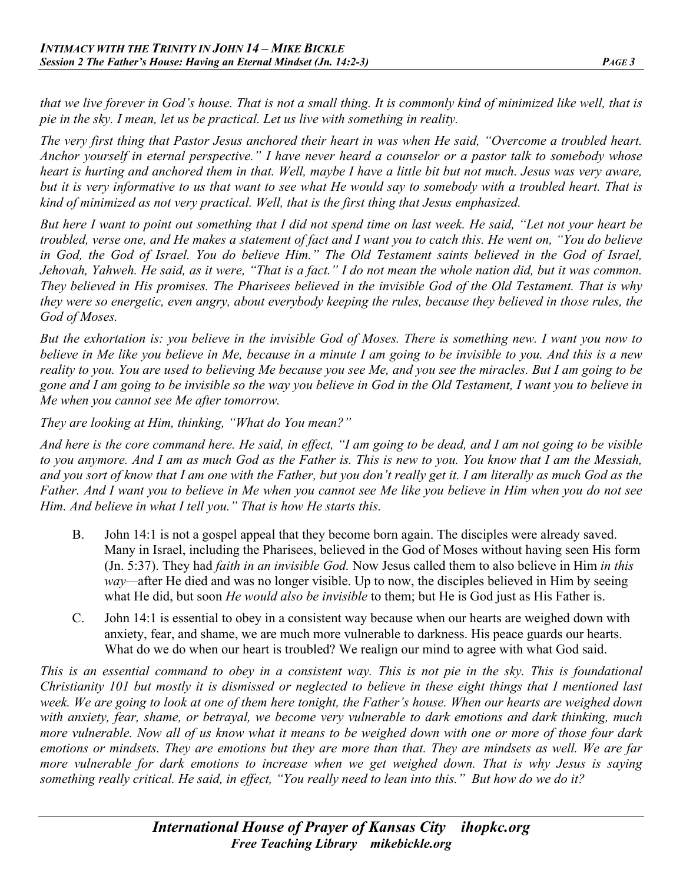*that we live forever in God's house. That is not a small thing. It is commonly kind of minimized like well, that is pie in the sky. I mean, let us be practical. Let us live with something in reality.*

*The very first thing that Pastor Jesus anchored their heart in was when He said, "Overcome a troubled heart. Anchor yourself in eternal perspective." I have never heard a counselor or a pastor talk to somebody whose heart is hurting and anchored them in that. Well, maybe I have a little bit but not much. Jesus was very aware, but it is very informative to us that want to see what He would say to somebody with a troubled heart. That is kind of minimized as not very practical. Well, that is the first thing that Jesus emphasized.*

*But here I want to point out something that I did not spend time on last week. He said, "Let not your heart be troubled, verse one, and He makes a statement of fact and I want you to catch this. He went on, "You do believe in God, the God of Israel. You do believe Him." The Old Testament saints believed in the God of Israel, Jehovah, Yahweh. He said, as it were, "That is a fact." I do not mean the whole nation did, but it was common. They believed in His promises. The Pharisees believed in the invisible God of the Old Testament. That is why they were so energetic, even angry, about everybody keeping the rules, because they believed in those rules, the God of Moses.*

*But the exhortation is: you believe in the invisible God of Moses. There is something new. I want you now to believe in Me like you believe in Me, because in a minute I am going to be invisible to you. And this is a new reality to you. You are used to believing Me because you see Me, and you see the miracles. But I am going to be gone and I am going to be invisible so the way you believe in God in the Old Testament, I want you to believe in Me when you cannot see Me after tomorrow.*

*They are looking at Him, thinking, "What do You mean?"*

*And here is the core command here. He said, in effect, "I am going to be dead, and I am not going to be visible to you anymore. And I am as much God as the Father is. This is new to you. You know that I am the Messiah, and you sort of know that I am one with the Father, but you don't really get it. I am literally as much God as the Father. And I want you to believe in Me when you cannot see Me like you believe in Him when you do not see Him. And believe in what I tell you." That is how He starts this.*

B. John 14:1 is not a gospel appeal that they become born again. The disciples were already saved. Many in Israel, including the Pharisees, believed in the God of Moses without having seen His form (Jn. 5:37). They had *faith in an invisible God.* Now Jesus called them to also believe in Him *in this way*—after He died and was no longer visible. Up to now, the disciples believed in Him by seeing what He did, but soon *He would also be invisible* to them; but He is God just as His Father is.

C. John 14:1 is essential to obey in a consistent way because when our hearts are weighed down with anxiety, fear, and shame, we are much more vulnerable to darkness. His peace guards our hearts. What do we do when our heart is troubled? We realign our mind to agree with what God said.

*This is an essential command to obey in a consistent way. This is not pie in the sky. This is foundational Christianity 101 but mostly it is dismissed or neglected to believe in these eight things that I mentioned last week. We are going to look at one of them here tonight, the Father's house. When our hearts are weighed down with anxiety, fear, shame, or betrayal, we become very vulnerable to dark emotions and dark thinking, much more vulnerable. Now all of us know what it means to be weighed down with one or more of those four dark emotions or mindsets. They are emotions but they are more than that. They are mindsets as well. We are far more vulnerable for dark emotions to increase when we get weighed down. That is why Jesus is saying something really critical. He said, in effect, "You really need to lean into this." But how do we do it?*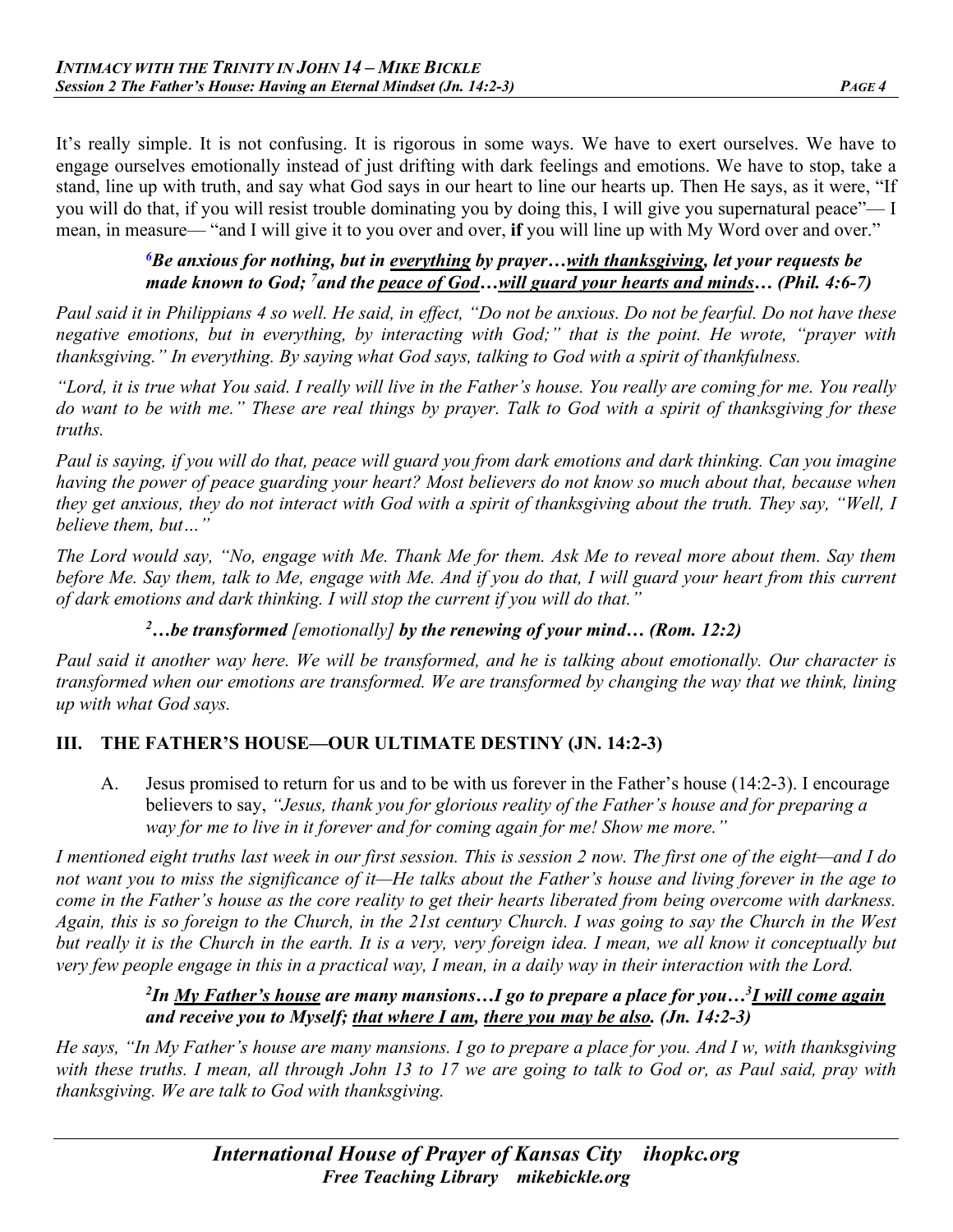It's really simple. It is not confusing. It is rigorous in some ways. We have to exert ourselves. We have to engage ourselves emotionally instead of just drifting with dark feelings and emotions. We have to stop, take a stand, line up with truth, and say what God says in our heart to line our hearts up. Then He says, as it were, "If you will do that, if you will resist trouble dominating you by doing this, I will give you supernatural peace"— I mean, in measure— "and I will give it to you over and over, **if** you will line up with My Word over and over."

> ***[6]Be anxious for nothing, but in everything by prayer…with thanksgiving, let your requests be made known to God; [7]and the peace of God…will guard your hearts and minds… (Phil. 4:6-7)***

*Paul said it in Philippians 4 so well. He said, in effect, "Do not be anxious. Do not be fearful. Do not have these negative emotions, but in everything, by interacting with God;" that is the point. He wrote, "prayer with thanksgiving." In everything. By saying what God says, talking to God with a spirit of thankfulness.*

*"Lord, it is true what You said. I really will live in the Father's house. You really are coming for me. You really do want to be with me." These are real things by prayer. Talk to God with a spirit of thanksgiving for these truths.*

*Paul is saying, if you will do that, peace will guard you from dark emotions and dark thinking. Can you imagine having the power of peace guarding your heart? Most believers do not know so much about that, because when they get anxious, they do not interact with God with a spirit of thanksgiving about the truth. They say, "Well, I believe them, but…"*

*The Lord would say, "No, engage with Me. Thank Me for them. Ask Me to reveal more about them. Say them before Me. Say them, talk to Me, engage with Me. And if you do that, I will guard your heart from this current of dark emotions and dark thinking. I will stop the current if you will do that."*

> ***[2]…be transformed** [emotionally] **by the renewing of your mind… (Rom. 12:2)***

*Paul said it another way here. We will be transformed, and he is talking about emotionally. Our character is transformed when our emotions are transformed. We are transformed by changing the way that we think, lining up with what God says.*

## III. THE FATHER'S HOUSE—OUR ULTIMATE DESTINY (JN. 14:2-3)

A. Jesus promised to return for us and to be with us forever in the Father's house (14:2-3). I encourage believers to say, *"Jesus, thank you for glorious reality of the Father's house and for preparing a way for me to live in it forever and for coming again for me! Show me more."*

*I mentioned eight truths last week in our first session. This is session 2 now. The first one of the eight—and I do not want you to miss the significance of it—He talks about the Father's house and living forever in the age to come in the Father's house as the core reality to get their hearts liberated from being overcome with darkness. Again, this is so foreign to the Church, in the 21st century Church. I was going to say the Church in the West but really it is the Church in the earth. It is a very, very foreign idea. I mean, we all know it conceptually but very few people engage in this in a practical way, I mean, in a daily way in their interaction with the Lord.*

> ***[2]In My Father's house are many mansions…I go to prepare a place for you…[3]I will come again and receive you to Myself; that where I am, there you may be also. (Jn. 14:2-3)***

*He says, "In My Father's house are many mansions. I go to prepare a place for you. And I w, with thanksgiving with these truths. I mean, all through John 13 to 17 we are going to talk to God or, as Paul said, pray with thanksgiving. We are talk to God with thanksgiving.*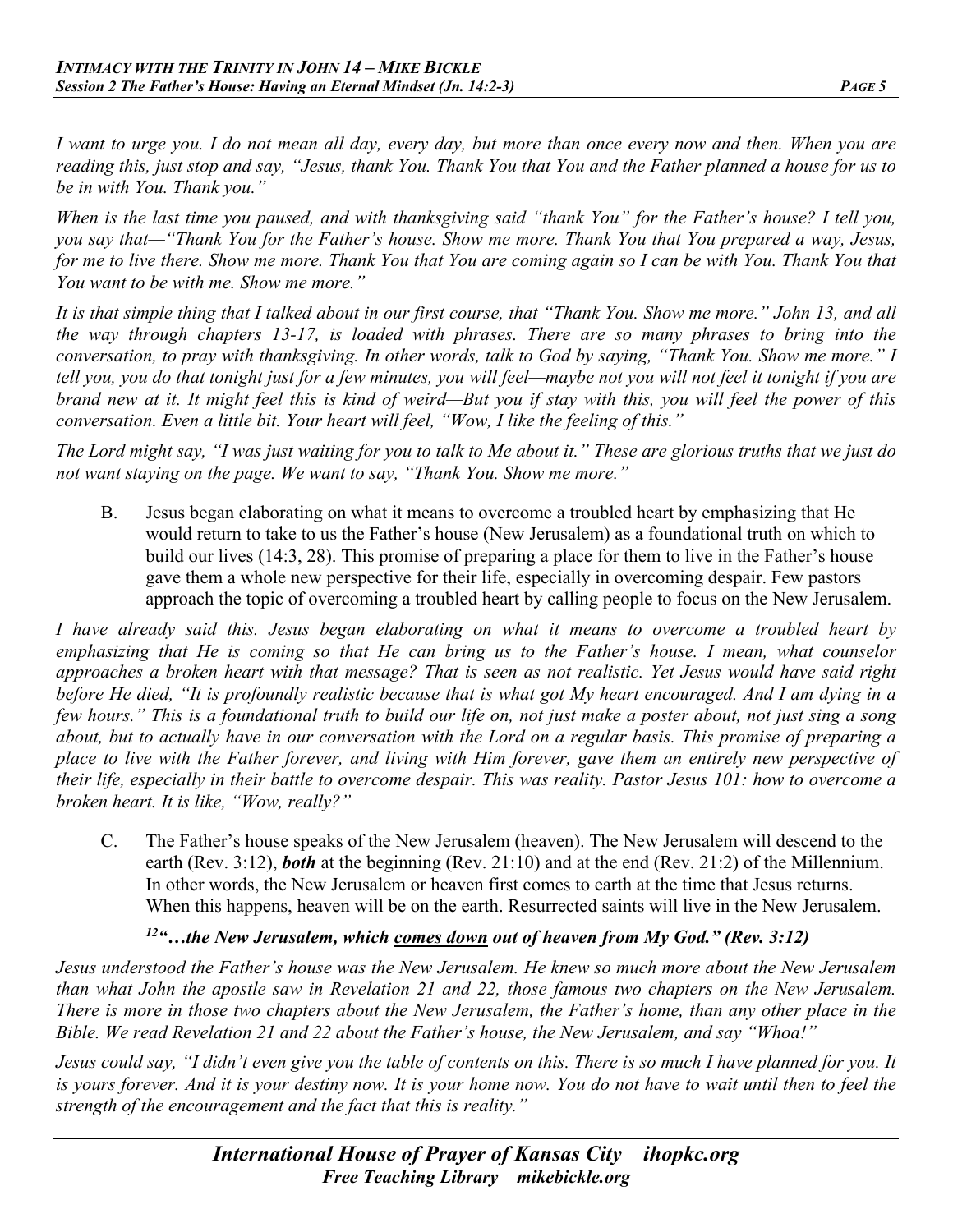*I want to urge you. I do not mean all day, every day, but more than once every now and then. When you are reading this, just stop and say, "Jesus, thank You. Thank You that You and the Father planned a house for us to be in with You. Thank you."*

*When is the last time you paused, and with thanksgiving said "thank You" for the Father's house? I tell you, you say that—"Thank You for the Father's house. Show me more. Thank You that You prepared a way, Jesus, for me to live there. Show me more. Thank You that You are coming again so I can be with You. Thank You that You want to be with me. Show me more."*

*It is that simple thing that I talked about in our first course, that "Thank You. Show me more." John 13, and all the way through chapters 13-17, is loaded with phrases. There are so many phrases to bring into the conversation, to pray with thanksgiving. In other words, talk to God by saying, "Thank You. Show me more." I tell you, you do that tonight just for a few minutes, you will feel—maybe not you will not feel it tonight if you are brand new at it. It might feel this is kind of weird—But you if stay with this, you will feel the power of this conversation. Even a little bit. Your heart will feel, "Wow, I like the feeling of this."*

*The Lord might say, "I was just waiting for you to talk to Me about it." These are glorious truths that we just do not want staying on the page. We want to say, "Thank You. Show me more."*

B. Jesus began elaborating on what it means to overcome a troubled heart by emphasizing that He would return to take to us the Father's house (New Jerusalem) as a foundational truth on which to build our lives (14:3, 28). This promise of preparing a place for them to live in the Father's house gave them a whole new perspective for their life, especially in overcoming despair. Few pastors approach the topic of overcoming a troubled heart by calling people to focus on the New Jerusalem.

*I have already said this. Jesus began elaborating on what it means to overcome a troubled heart by emphasizing that He is coming so that He can bring us to the Father's house. I mean, what counselor approaches a broken heart with that message? That is seen as not realistic. Yet Jesus would have said right before He died, "It is profoundly realistic because that is what got My heart encouraged. And I am dying in a few hours." This is a foundational truth to build our life on, not just make a poster about, not just sing a song about, but to actually have in our conversation with the Lord on a regular basis. This promise of preparing a place to live with the Father forever, and living with Him forever, gave them an entirely new perspective of their life, especially in their battle to overcome despair. This was reality. Pastor Jesus 101: how to overcome a broken heart. It is like, "Wow, really?"*

C. The Father's house speaks of the New Jerusalem (heaven). The New Jerusalem will descend to the earth (Rev. 3:12), ***both*** at the beginning (Rev. 21:10) and at the end (Rev. 21:2) of the Millennium. In other words, the New Jerusalem or heaven first comes to earth at the time that Jesus returns. When this happens, heaven will be on the earth. Resurrected saints will live in the New Jerusalem.

***[12]"…the New Jerusalem, which <u>comes down</u> out of heaven from My God." (Rev. 3:12)***

*Jesus understood the Father's house was the New Jerusalem. He knew so much more about the New Jerusalem than what John the apostle saw in Revelation 21 and 22, those famous two chapters on the New Jerusalem. There is more in those two chapters about the New Jerusalem, the Father's home, than any other place in the Bible. We read Revelation 21 and 22 about the Father's house, the New Jerusalem, and say "Whoa!"*

*Jesus could say, "I didn't even give you the table of contents on this. There is so much I have planned for you. It is yours forever. And it is your destiny now. It is your home now. You do not have to wait until then to feel the strength of the encouragement and the fact that this is reality."*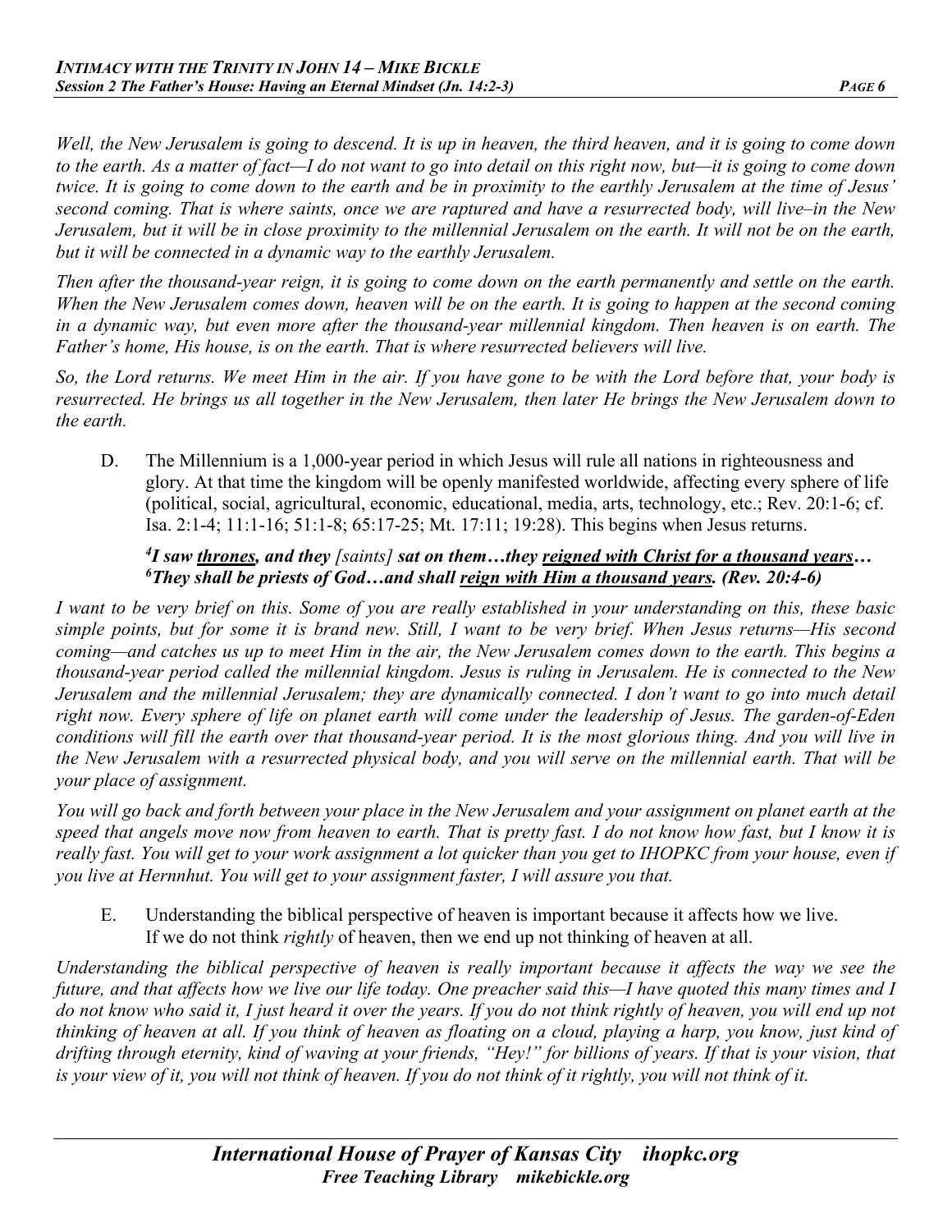*Well, the New Jerusalem is going to descend. It is up in heaven, the third heaven, and it is going to come down to the earth. As a matter of fact—I do not want to go into detail on this right now, but—it is going to come down twice. It is going to come down to the earth and be in proximity to the earthly Jerusalem at the time of Jesus' second coming. That is where saints, once we are raptured and have a resurrected body, will live–in the New Jerusalem, but it will be in close proximity to the millennial Jerusalem on the earth. It will not be on the earth, but it will be connected in a dynamic way to the earthly Jerusalem.*

*Then after the thousand-year reign, it is going to come down on the earth permanently and settle on the earth. When the New Jerusalem comes down, heaven will be on the earth. It is going to happen at the second coming in a dynamic way, but even more after the thousand-year millennial kingdom. Then heaven is on earth. The Father's home, His house, is on the earth. That is where resurrected believers will live.*

*So, the Lord returns. We meet Him in the air. If you have gone to be with the Lord before that, your body is resurrected. He brings us all together in the New Jerusalem, then later He brings the New Jerusalem down to the earth.*

D. The Millennium is a 1,000-year period in which Jesus will rule all nations in righteousness and glory. At that time the kingdom will be openly manifested worldwide, affecting every sphere of life (political, social, agricultural, economic, educational, media, arts, technology, etc.; Rev. 20:1-6; cf. Isa. 2:1-4; 11:1-16; 51:1-8; 65:17-25; Mt. 17:11; 19:28). This begins when Jesus returns.

> ***4I saw <u>thrones</u>, and they** [saints] **sat on them…they <u>reigned with Christ for a thousand years</u>… 6They shall be priests of God…and shall <u>reign with Him a thousand years</u>. (Rev. 20:4-6)***

*I want to be very brief on this. Some of you are really established in your understanding on this, these basic simple points, but for some it is brand new. Still, I want to be very brief. When Jesus returns—His second coming—and catches us up to meet Him in the air, the New Jerusalem comes down to the earth. This begins a thousand-year period called the millennial kingdom. Jesus is ruling in Jerusalem. He is connected to the New Jerusalem and the millennial Jerusalem; they are dynamically connected. I don't want to go into much detail right now. Every sphere of life on planet earth will come under the leadership of Jesus. The garden-of-Eden conditions will fill the earth over that thousand-year period. It is the most glorious thing. And you will live in the New Jerusalem with a resurrected physical body, and you will serve on the millennial earth. That will be your place of assignment.*

*You will go back and forth between your place in the New Jerusalem and your assignment on planet earth at the speed that angels move now from heaven to earth. That is pretty fast. I do not know how fast, but I know it is really fast. You will get to your work assignment a lot quicker than you get to IHOPKC from your house, even if you live at Hernnhut. You will get to your assignment faster, I will assure you that.*

E. Understanding the biblical perspective of heaven is important because it affects how we live. If we do not think *rightly* of heaven, then we end up not thinking of heaven at all.

*Understanding the biblical perspective of heaven is really important because it affects the way we see the future, and that affects how we live our life today. One preacher said this—I have quoted this many times and I do not know who said it, I just heard it over the years. If you do not think rightly of heaven, you will end up not thinking of heaven at all. If you think of heaven as floating on a cloud, playing a harp, you know, just kind of drifting through eternity, kind of waving at your friends, "Hey!" for billions of years. If that is your vision, that is your view of it, you will not think of heaven. If you do not think of it rightly, you will not think of it.*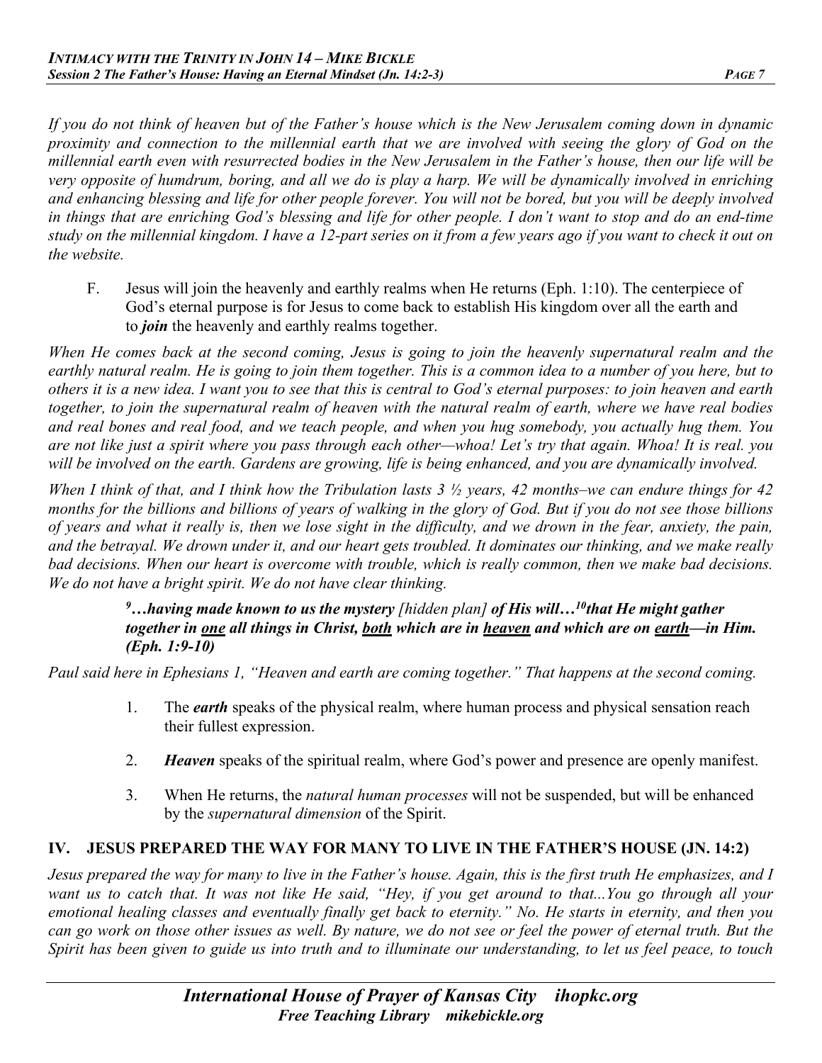*If you do not think of heaven but of the Father's house which is the New Jerusalem coming down in dynamic proximity and connection to the millennial earth that we are involved with seeing the glory of God on the millennial earth even with resurrected bodies in the New Jerusalem in the Father's house, then our life will be very opposite of humdrum, boring, and all we do is play a harp. We will be dynamically involved in enriching and enhancing blessing and life for other people forever. You will not be bored, but you will be deeply involved in things that are enriching God's blessing and life for other people. I don't want to stop and do an end-time study on the millennial kingdom. I have a 12-part series on it from a few years ago if you want to check it out on the website.*

F. Jesus will join the heavenly and earthly realms when He returns (Eph. 1:10). The centerpiece of God's eternal purpose is for Jesus to come back to establish His kingdom over all the earth and to ***join*** the heavenly and earthly realms together.

*When He comes back at the second coming, Jesus is going to join the heavenly supernatural realm and the earthly natural realm. He is going to join them together. This is a common idea to a number of you here, but to others it is a new idea. I want you to see that this is central to God's eternal purposes: to join heaven and earth together, to join the supernatural realm of heaven with the natural realm of earth, where we have real bodies and real bones and real food, and we teach people, and when you hug somebody, you actually hug them. You are not like just a spirit where you pass through each other—whoa! Let's try that again. Whoa! It is real. you will be involved on the earth. Gardens are growing, life is being enhanced, and you are dynamically involved.*

*When I think of that, and I think how the Tribulation lasts 3 ½ years, 42 months–we can endure things for 42 months for the billions and billions of years of walking in the glory of God. But if you do not see those billions of years and what it really is, then we lose sight in the difficulty, and we drown in the fear, anxiety, the pain, and the betrayal. We drown under it, and our heart gets troubled. It dominates our thinking, and we make really bad decisions. When our heart is overcome with trouble, which is really common, then we make bad decisions. We do not have a bright spirit. We do not have clear thinking.*

> [9]***…having made known to us the mystery*** *[hidden plan]* ***of His will…***[10]***that He might gather together in <u>one</u> all things in Christ, <u>both</u> which are in <u>heaven</u> and which are on <u>earth</u>—in Him. (Eph. 1:9-10)***

*Paul said here in Ephesians 1, "Heaven and earth are coming together." That happens at the second coming.*

1. The ***earth*** speaks of the physical realm, where human process and physical sensation reach their fullest expression.
2. ***Heaven*** speaks of the spiritual realm, where God's power and presence are openly manifest.
3. When He returns, the *natural human processes* will not be suspended, but will be enhanced by the *supernatural dimension* of the Spirit.

## IV. JESUS PREPARED THE WAY FOR MANY TO LIVE IN THE FATHER'S HOUSE (JN. 14:2)

*Jesus prepared the way for many to live in the Father's house. Again, this is the first truth He emphasizes, and I want us to catch that. It was not like He said, "Hey, if you get around to that...You go through all your emotional healing classes and eventually finally get back to eternity." No. He starts in eternity, and then you can go work on those other issues as well. By nature, we do not see or feel the power of eternal truth. But the Spirit has been given to guide us into truth and to illuminate our understanding, to let us feel peace, to touch*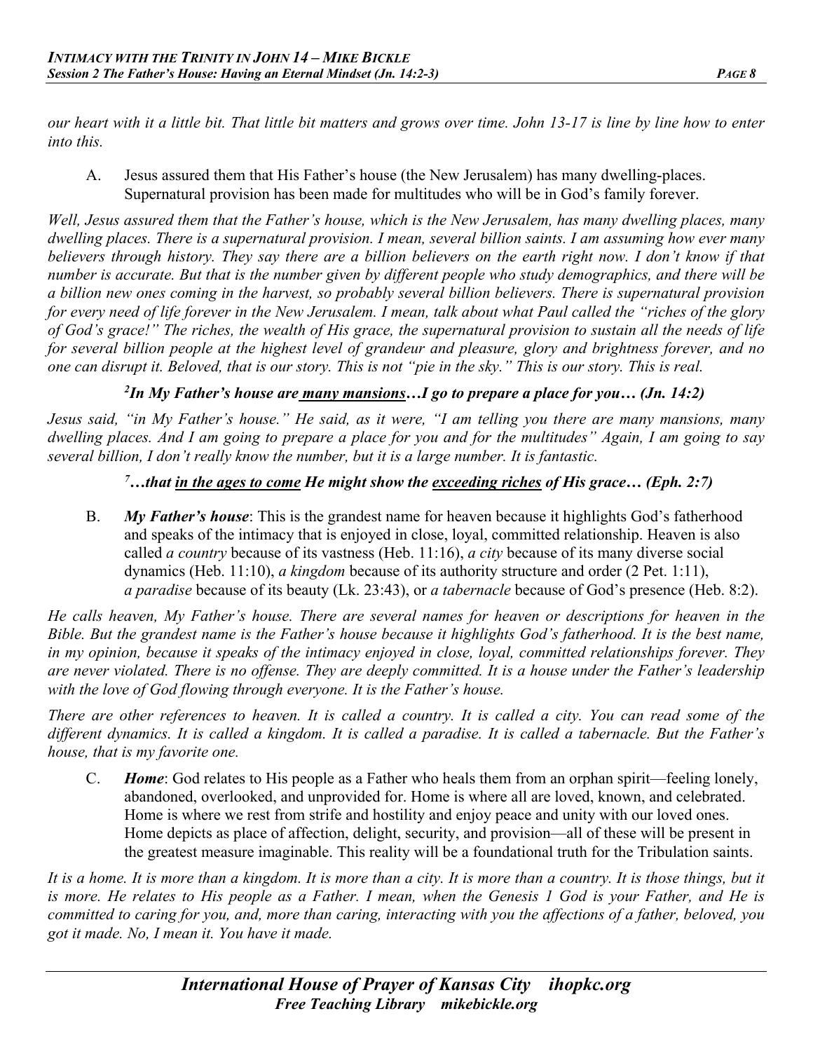*our heart with it a little bit. That little bit matters and grows over time. John 13-17 is line by line how to enter into this.*

A. Jesus assured them that His Father's house (the New Jerusalem) has many dwelling-places. Supernatural provision has been made for multitudes who will be in God's family forever.

*Well, Jesus assured them that the Father's house, which is the New Jerusalem, has many dwelling places, many dwelling places. There is a supernatural provision. I mean, several billion saints. I am assuming how ever many believers through history. They say there are a billion believers on the earth right now. I don't know if that number is accurate. But that is the number given by different people who study demographics, and there will be a billion new ones coming in the harvest, so probably several billion believers. There is supernatural provision for every need of life forever in the New Jerusalem. I mean, talk about what Paul called the "riches of the glory of God's grace!" The riches, the wealth of His grace, the supernatural provision to sustain all the needs of life for several billion people at the highest level of grandeur and pleasure, glory and brightness forever, and no one can disrupt it. Beloved, that is our story. This is not "pie in the sky." This is our story. This is real.*

***[2]In My Father's house are <u>many mansions</u>…I go to prepare a place for you… (Jn. 14:2)***

*Jesus said, "in My Father's house." He said, as it were, "I am telling you there are many mansions, many dwelling places. And I am going to prepare a place for you and for the multitudes" Again, I am going to say several billion, I don't really know the number, but it is a large number. It is fantastic.*

***[7]…that <u>in the ages to come</u> He might show the <u>exceeding riches</u> of His grace… (Eph. 2:7)***

B. ***My Father's house***: This is the grandest name for heaven because it highlights God's fatherhood and speaks of the intimacy that is enjoyed in close, loyal, committed relationship. Heaven is also called *a country* because of its vastness (Heb. 11:16), *a city* because of its many diverse social dynamics (Heb. 11:10), *a kingdom* because of its authority structure and order (2 Pet. 1:11), *a paradise* because of its beauty (Lk. 23:43), or *a tabernacle* because of God's presence (Heb. 8:2).

*He calls heaven, My Father's house. There are several names for heaven or descriptions for heaven in the Bible. But the grandest name is the Father's house because it highlights God's fatherhood. It is the best name, in my opinion, because it speaks of the intimacy enjoyed in close, loyal, committed relationships forever. They are never violated. There is no offense. They are deeply committed. It is a house under the Father's leadership with the love of God flowing through everyone. It is the Father's house.*

*There are other references to heaven. It is called a country. It is called a city. You can read some of the different dynamics. It is called a kingdom. It is called a paradise. It is called a tabernacle. But the Father's house, that is my favorite one.*

C. ***Home***: God relates to His people as a Father who heals them from an orphan spirit—feeling lonely, abandoned, overlooked, and unprovided for. Home is where all are loved, known, and celebrated. Home is where we rest from strife and hostility and enjoy peace and unity with our loved ones. Home depicts as place of affection, delight, security, and provision—all of these will be present in the greatest measure imaginable. This reality will be a foundational truth for the Tribulation saints.

*It is a home. It is more than a kingdom. It is more than a city. It is more than a country. It is those things, but it is more. He relates to His people as a Father. I mean, when the Genesis 1 God is your Father, and He is committed to caring for you, and, more than caring, interacting with you the affections of a father, beloved, you got it made. No, I mean it. You have it made.*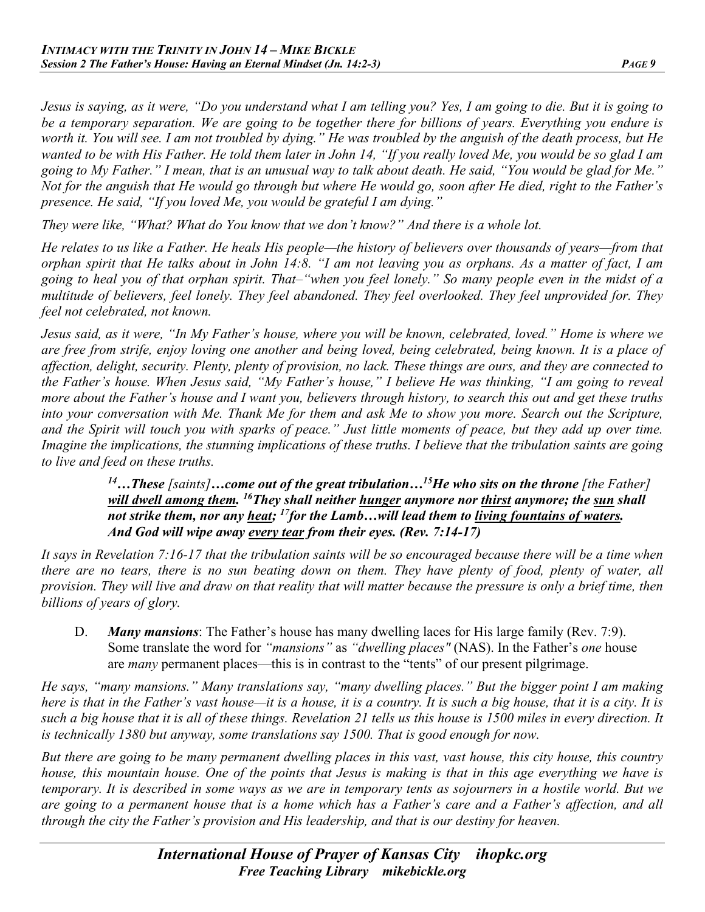*Jesus is saying, as it were, "Do you understand what I am telling you? Yes, I am going to die. But it is going to be a temporary separation. We are going to be together there for billions of years. Everything you endure is worth it. You will see. I am not troubled by dying." He was troubled by the anguish of the death process, but He wanted to be with His Father. He told them later in John 14, "If you really loved Me, you would be so glad I am going to My Father." I mean, that is an unusual way to talk about death. He said, "You would be glad for Me." Not for the anguish that He would go through but where He would go, soon after He died, right to the Father's presence. He said, "If you loved Me, you would be grateful I am dying."*

*They were like, "What? What do You know that we don't know?" And there is a whole lot.*

*He relates to us like a Father. He heals His people—the history of believers over thousands of years—from that orphan spirit that He talks about in John 14:8. "I am not leaving you as orphans. As a matter of fact, I am going to heal you of that orphan spirit. That–"when you feel lonely." So many people even in the midst of a multitude of believers, feel lonely. They feel abandoned. They feel overlooked. They feel unprovided for. They feel not celebrated, not known.*

*Jesus said, as it were, "In My Father's house, where you will be known, celebrated, loved." Home is where we are free from strife, enjoy loving one another and being loved, being celebrated, being known. It is a place of affection, delight, security. Plenty, plenty of provision, no lack. These things are ours, and they are connected to the Father's house. When Jesus said, "My Father's house," I believe He was thinking, "I am going to reveal more about the Father's house and I want you, believers through history, to search this out and get these truths into your conversation with Me. Thank Me for them and ask Me to show you more. Search out the Scripture, and the Spirit will touch you with sparks of peace." Just little moments of peace, but they add up over time. Imagine the implications, the stunning implications of these truths. I believe that the tribulation saints are going to live and feed on these truths.*

> ***[14]…These** [saints]**…come out of the great tribulation…[15]He who sits on the throne** [the Father] **<u>will dwell among them</u>. [16]They shall neither <u>hunger</u> anymore nor <u>thirst</u> anymore; the <u>sun</u> shall not strike them, nor any <u>heat</u>; [17]for the Lamb…will lead them to <u>living fountains of waters</u>. And God will wipe away <u>every tear</u> from their eyes. (Rev. 7:14-17)***

*It says in Revelation 7:16-17 that the tribulation saints will be so encouraged because there will be a time when there are no tears, there is no sun beating down on them. They have plenty of food, plenty of water, all provision. They will live and draw on that reality that will matter because the pressure is only a brief time, then billions of years of glory.*

D. ***Many mansions***: The Father's house has many dwelling laces for His large family (Rev. 7:9). Some translate the word for *"mansions"* as *"dwelling places"* (NAS). In the Father's *one* house are *many* permanent places—this is in contrast to the "tents" of our present pilgrimage.

*He says, "many mansions." Many translations say, "many dwelling places." But the bigger point I am making here is that in the Father's vast house—it is a house, it is a country. It is such a big house, that it is a city. It is such a big house that it is all of these things. Revelation 21 tells us this house is 1500 miles in every direction. It is technically 1380 but anyway, some translations say 1500. That is good enough for now.*

*But there are going to be many permanent dwelling places in this vast, vast house, this city house, this country house, this mountain house. One of the points that Jesus is making is that in this age everything we have is temporary. It is described in some ways as we are in temporary tents as sojourners in a hostile world. But we are going to a permanent house that is a home which has a Father's care and a Father's affection, and all through the city the Father's provision and His leadership, and that is our destiny for heaven.*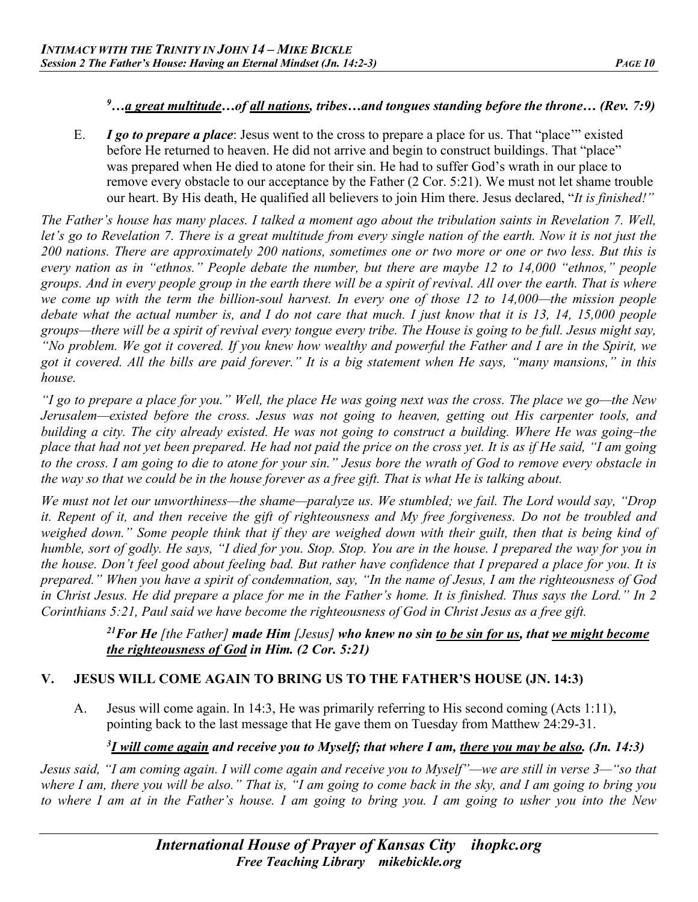*[9]…a great multitude…of all nations, tribes…and tongues standing before the throne… (Rev. 7:9)*

E. ***I go to prepare a place***: Jesus went to the cross to prepare a place for us. That "place'" existed before He returned to heaven. He did not arrive and begin to construct buildings. That "place" was prepared when He died to atone for their sin. He had to suffer God's wrath in our place to remove every obstacle to our acceptance by the Father (2 Cor. 5:21). We must not let shame trouble our heart. By His death, He qualified all believers to join Him there. Jesus declared, "*It is finished!"*

*The Father's house has many places. I talked a moment ago about the tribulation saints in Revelation 7. Well, let's go to Revelation 7. There is a great multitude from every single nation of the earth. Now it is not just the 200 nations. There are approximately 200 nations, sometimes one or two more or one or two less. But this is every nation as in "ethnos." People debate the number, but there are maybe 12 to 14,000 "ethnos," people groups. And in every people group in the earth there will be a spirit of revival. All over the earth. That is where we come up with the term the billion-soul harvest. In every one of those 12 to 14,000—the mission people debate what the actual number is, and I do not care that much. I just know that it is 13, 14, 15,000 people groups—there will be a spirit of revival every tongue every tribe. The House is going to be full. Jesus might say, "No problem. We got it covered. If you knew how wealthy and powerful the Father and I are in the Spirit, we got it covered. All the bills are paid forever." It is a big statement when He says, "many mansions," in this house.*

*"I go to prepare a place for you." Well, the place He was going next was the cross. The place we go—the New Jerusalem—existed before the cross. Jesus was not going to heaven, getting out His carpenter tools, and building a city. The city already existed. He was not going to construct a building. Where He was going–the place that had not yet been prepared. He had not paid the price on the cross yet. It is as if He said, "I am going to the cross. I am going to die to atone for your sin." Jesus bore the wrath of God to remove every obstacle in the way so that we could be in the house forever as a free gift. That is what He is talking about.*

*We must not let our unworthiness—the shame—paralyze us. We stumbled; we fail. The Lord would say, "Drop it. Repent of it, and then receive the gift of righteousness and My free forgiveness. Do not be troubled and weighed down." Some people think that if they are weighed down with their guilt, then that is being kind of humble, sort of godly. He says, "I died for you. Stop. Stop. You are in the house. I prepared the way for you in the house. Don't feel good about feeling bad. But rather have confidence that I prepared a place for you. It is prepared." When you have a spirit of condemnation, say, "In the name of Jesus, I am the righteousness of God in Christ Jesus. He did prepare a place for me in the Father's home. It is finished. Thus says the Lord." In 2 Corinthians 5:21, Paul said we have become the righteousness of God in Christ Jesus as a free gift.*

> ***[21]For He** [the Father] **made Him** [Jesus] **who knew no sin to be sin for us, that we might become the righteousness of God in Him. (2 Cor. 5:21)***

## V. JESUS WILL COME AGAIN TO BRING US TO THE FATHER'S HOUSE (JN. 14:3)

A. Jesus will come again. In 14:3, He was primarily referring to His second coming (Acts 1:11), pointing back to the last message that He gave them on Tuesday from Matthew 24:29-31.

> ***[3]I will come again and receive you to Myself; that where I am, there you may be also. (Jn. 14:3)***

*Jesus said, "I am coming again. I will come again and receive you to Myself"—we are still in verse 3—"so that where I am, there you will be also." That is, "I am going to come back in the sky, and I am going to bring you to where I am at in the Father's house. I am going to bring you. I am going to usher you into the New*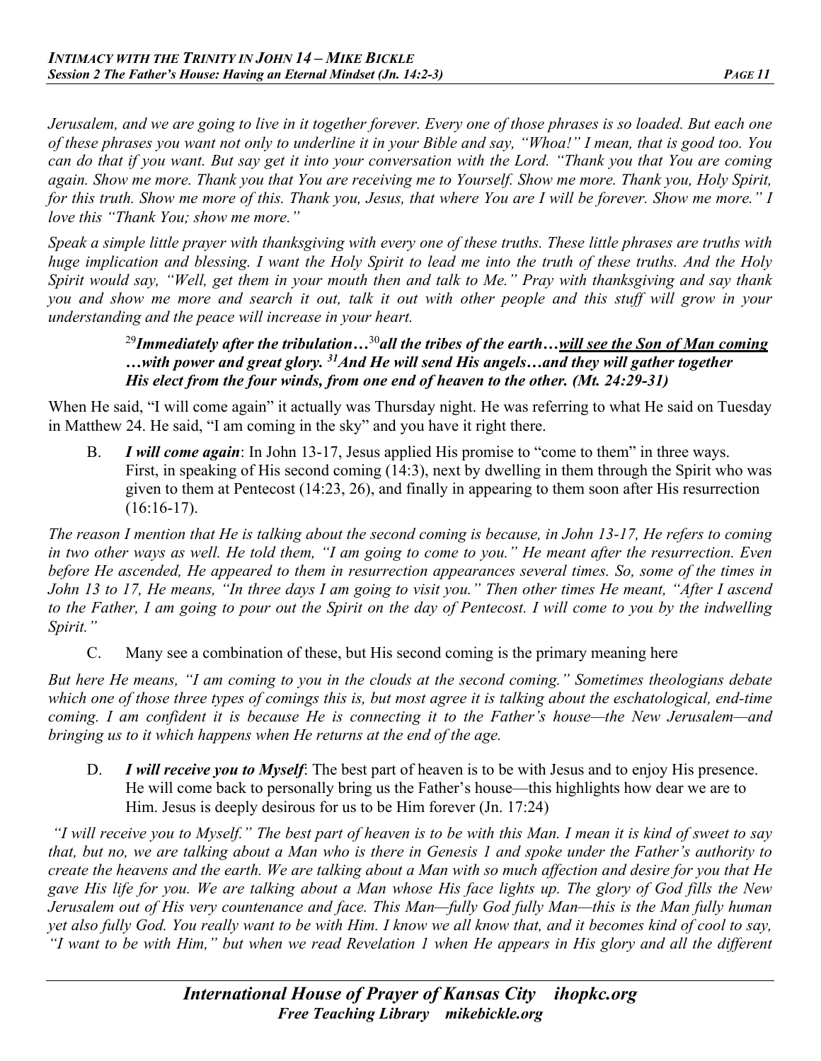*Jerusalem, and we are going to live in it together forever. Every one of those phrases is so loaded. But each one of these phrases you want not only to underline it in your Bible and say, "Whoa!" I mean, that is good too. You can do that if you want. But say get it into your conversation with the Lord. "Thank you that You are coming again. Show me more. Thank you that You are receiving me to Yourself. Show me more. Thank you, Holy Spirit, for this truth. Show me more of this. Thank you, Jesus, that where You are I will be forever. Show me more." I love this "Thank You; show me more."*

*Speak a simple little prayer with thanksgiving with every one of these truths. These little phrases are truths with huge implication and blessing. I want the Holy Spirit to lead me into the truth of these truths. And the Holy Spirit would say, "Well, get them in your mouth then and talk to Me." Pray with thanksgiving and say thank you and show me more and search it out, talk it out with other people and this stuff will grow in your understanding and the peace will increase in your heart.*

> [29]***Immediately after the tribulation…***[30]***all the tribes of the earth…<u>will see the Son of Man coming</u> …with power and great glory.*** [31]***And He will send His angels…and they will gather together His elect from the four winds, from one end of heaven to the other. (Mt. 24:29-31)***

When He said, "I will come again" it actually was Thursday night. He was referring to what He said on Tuesday in Matthew 24. He said, "I am coming in the sky" and you have it right there.

B. ***I will come again***: In John 13-17, Jesus applied His promise to "come to them" in three ways. First, in speaking of His second coming (14:3), next by dwelling in them through the Spirit who was given to them at Pentecost (14:23, 26), and finally in appearing to them soon after His resurrection (16:16-17).

*The reason I mention that He is talking about the second coming is because, in John 13-17, He refers to coming in two other ways as well. He told them, "I am going to come to you." He meant after the resurrection. Even before He ascended, He appeared to them in resurrection appearances several times. So, some of the times in John 13 to 17, He means, "In three days I am going to visit you." Then other times He meant, "After I ascend to the Father, I am going to pour out the Spirit on the day of Pentecost. I will come to you by the indwelling Spirit."*

C. Many see a combination of these, but His second coming is the primary meaning here

*But here He means, "I am coming to you in the clouds at the second coming." Sometimes theologians debate which one of those three types of comings this is, but most agree it is talking about the eschatological, end-time coming. I am confident it is because He is connecting it to the Father's house—the New Jerusalem—and bringing us to it which happens when He returns at the end of the age.*

D. ***I will receive you to Myself***: The best part of heaven is to be with Jesus and to enjoy His presence. He will come back to personally bring us the Father's house—this highlights how dear we are to Him. Jesus is deeply desirous for us to be Him forever (Jn. 17:24)

*"I will receive you to Myself." The best part of heaven is to be with this Man. I mean it is kind of sweet to say that, but no, we are talking about a Man who is there in Genesis 1 and spoke under the Father's authority to create the heavens and the earth. We are talking about a Man with so much affection and desire for you that He gave His life for you. We are talking about a Man whose His face lights up. The glory of God fills the New Jerusalem out of His very countenance and face. This Man—fully God fully Man—this is the Man fully human yet also fully God. You really want to be with Him. I know we all know that, and it becomes kind of cool to say, "I want to be with Him," but when we read Revelation 1 when He appears in His glory and all the different*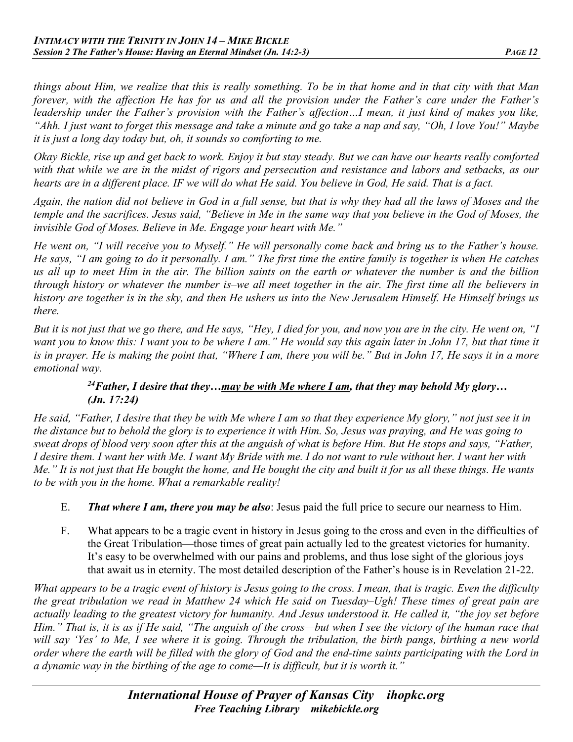*things about Him, we realize that this is really something. To be in that home and in that city with that Man forever, with the affection He has for us and all the provision under the Father's care under the Father's leadership under the Father's provision with the Father's affection…I mean, it just kind of makes you like, "Ahh. I just want to forget this message and take a minute and go take a nap and say, "Oh, I love You!" Maybe it is just a long day today but, oh, it sounds so comforting to me.*

*Okay Bickle, rise up and get back to work. Enjoy it but stay steady. But we can have our hearts really comforted with that while we are in the midst of rigors and persecution and resistance and labors and setbacks, as our hearts are in a different place. IF we will do what He said. You believe in God, He said. That is a fact.*

*Again, the nation did not believe in God in a full sense, but that is why they had all the laws of Moses and the temple and the sacrifices. Jesus said, "Believe in Me in the same way that you believe in the God of Moses, the invisible God of Moses. Believe in Me. Engage your heart with Me."*

*He went on, "I will receive you to Myself." He will personally come back and bring us to the Father's house. He says, "I am going to do it personally. I am." The first time the entire family is together is when He catches us all up to meet Him in the air. The billion saints on the earth or whatever the number is and the billion through history or whatever the number is–we all meet together in the air. The first time all the believers in history are together is in the sky, and then He ushers us into the New Jerusalem Himself. He Himself brings us there.*

*But it is not just that we go there, and He says, "Hey, I died for you, and now you are in the city. He went on, "I want you to know this: I want you to be where I am." He would say this again later in John 17, but that time it is in prayer. He is making the point that, "Where I am, there you will be." But in John 17, He says it in a more emotional way.*

> ***[24]Father, I desire that they…<u>may be with Me where I am</u>, that they may behold My glory… (Jn. 17:24)***

*He said, "Father, I desire that they be with Me where I am so that they experience My glory," not just see it in the distance but to behold the glory is to experience it with Him. So, Jesus was praying, and He was going to sweat drops of blood very soon after this at the anguish of what is before Him. But He stops and says, "Father, I desire them. I want her with Me. I want My Bride with me. I do not want to rule without her. I want her with Me." It is not just that He bought the home, and He bought the city and built it for us all these things. He wants to be with you in the home. What a remarkable reality!*

E. ***That where I am, there you may be also***: Jesus paid the full price to secure our nearness to Him.

F. What appears to be a tragic event in history in Jesus going to the cross and even in the difficulties of the Great Tribulation—those times of great pain actually led to the greatest victories for humanity. It's easy to be overwhelmed with our pains and problems, and thus lose sight of the glorious joys that await us in eternity. The most detailed description of the Father's house is in Revelation 21-22.

*What appears to be a tragic event of history is Jesus going to the cross. I mean, that is tragic. Even the difficulty the great tribulation we read in Matthew 24 which He said on Tuesday–Ugh! These times of great pain are actually leading to the greatest victory for humanity. And Jesus understood it. He called it, "the joy set before Him." That is, it is as if He said, "The anguish of the cross—but when I see the victory of the human race that will say 'Yes' to Me, I see where it is going. Through the tribulation, the birth pangs, birthing a new world order where the earth will be filled with the glory of God and the end-time saints participating with the Lord in a dynamic way in the birthing of the age to come—It is difficult, but it is worth it."*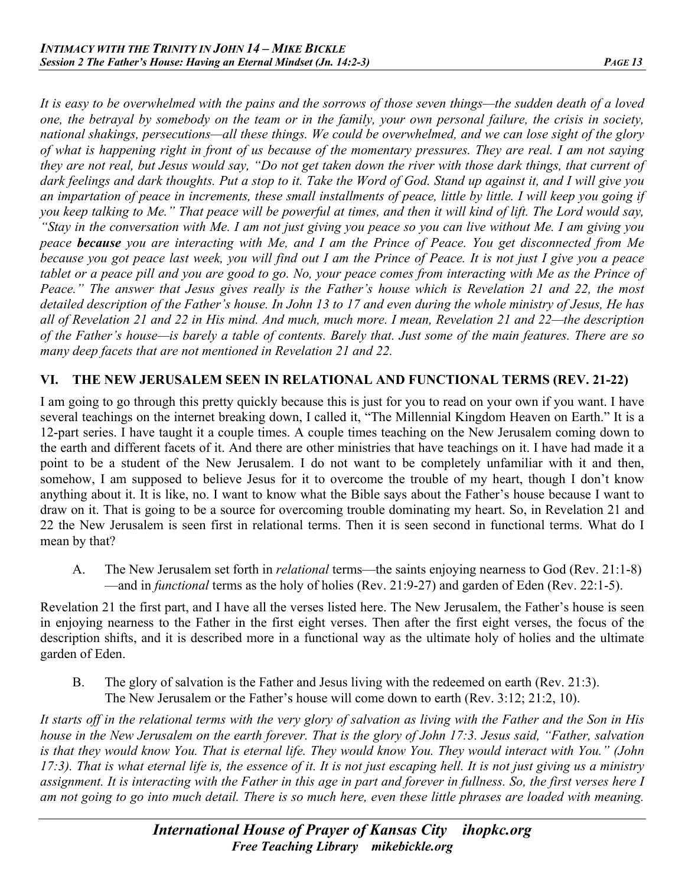*It is easy to be overwhelmed with the pains and the sorrows of those seven things—the sudden death of a loved one, the betrayal by somebody on the team or in the family, your own personal failure, the crisis in society, national shakings, persecutions—all these things. We could be overwhelmed, and we can lose sight of the glory of what is happening right in front of us because of the momentary pressures. They are real. I am not saying they are not real, but Jesus would say, "Do not get taken down the river with those dark things, that current of dark feelings and dark thoughts. Put a stop to it. Take the Word of God. Stand up against it, and I will give you an impartation of peace in increments, these small installments of peace, little by little. I will keep you going if you keep talking to Me." That peace will be powerful at times, and then it will kind of lift. The Lord would say, "Stay in the conversation with Me. I am not just giving you peace so you can live without Me. I am giving you peace **because** you are interacting with Me, and I am the Prince of Peace. You get disconnected from Me because you got peace last week, you will find out I am the Prince of Peace. It is not just I give you a peace tablet or a peace pill and you are good to go. No, your peace comes from interacting with Me as the Prince of Peace." The answer that Jesus gives really is the Father's house which is Revelation 21 and 22, the most detailed description of the Father's house. In John 13 to 17 and even during the whole ministry of Jesus, He has all of Revelation 21 and 22 in His mind. And much, much more. I mean, Revelation 21 and 22—the description of the Father's house—is barely a table of contents. Barely that. Just some of the main features. There are so many deep facets that are not mentioned in Revelation 21 and 22.*

## VI. THE NEW JERUSALEM SEEN IN RELATIONAL AND FUNCTIONAL TERMS (REV. 21-22)

I am going to go through this pretty quickly because this is just for you to read on your own if you want. I have several teachings on the internet breaking down, I called it, "The Millennial Kingdom Heaven on Earth." It is a 12-part series. I have taught it a couple times. A couple times teaching on the New Jerusalem coming down to the earth and different facets of it. And there are other ministries that have teachings on it. I have had made it a point to be a student of the New Jerusalem. I do not want to be completely unfamiliar with it and then, somehow, I am supposed to believe Jesus for it to overcome the trouble of my heart, though I don't know anything about it. It is like, no. I want to know what the Bible says about the Father's house because I want to draw on it. That is going to be a source for overcoming trouble dominating my heart. So, in Revelation 21 and 22 the New Jerusalem is seen first in relational terms. Then it is seen second in functional terms. What do I mean by that?

A. The New Jerusalem set forth in *relational* terms—the saints enjoying nearness to God (Rev. 21:1-8)—and in *functional* terms as the holy of holies (Rev. 21:9-27) and garden of Eden (Rev. 22:1-5).

Revelation 21 the first part, and I have all the verses listed here. The New Jerusalem, the Father's house is seen in enjoying nearness to the Father in the first eight verses. Then after the first eight verses, the focus of the description shifts, and it is described more in a functional way as the ultimate holy of holies and the ultimate garden of Eden.

B. The glory of salvation is the Father and Jesus living with the redeemed on earth (Rev. 21:3). The New Jerusalem or the Father's house will come down to earth (Rev. 3:12; 21:2, 10).

*It starts off in the relational terms with the very glory of salvation as living with the Father and the Son in His house in the New Jerusalem on the earth forever. That is the glory of John 17:3. Jesus said, "Father, salvation is that they would know You. That is eternal life. They would know You. They would interact with You." (John 17:3). That is what eternal life is, the essence of it. It is not just escaping hell. It is not just giving us a ministry assignment. It is interacting with the Father in this age in part and forever in fullness. So, the first verses here I am not going to go into much detail. There is so much here, even these little phrases are loaded with meaning.*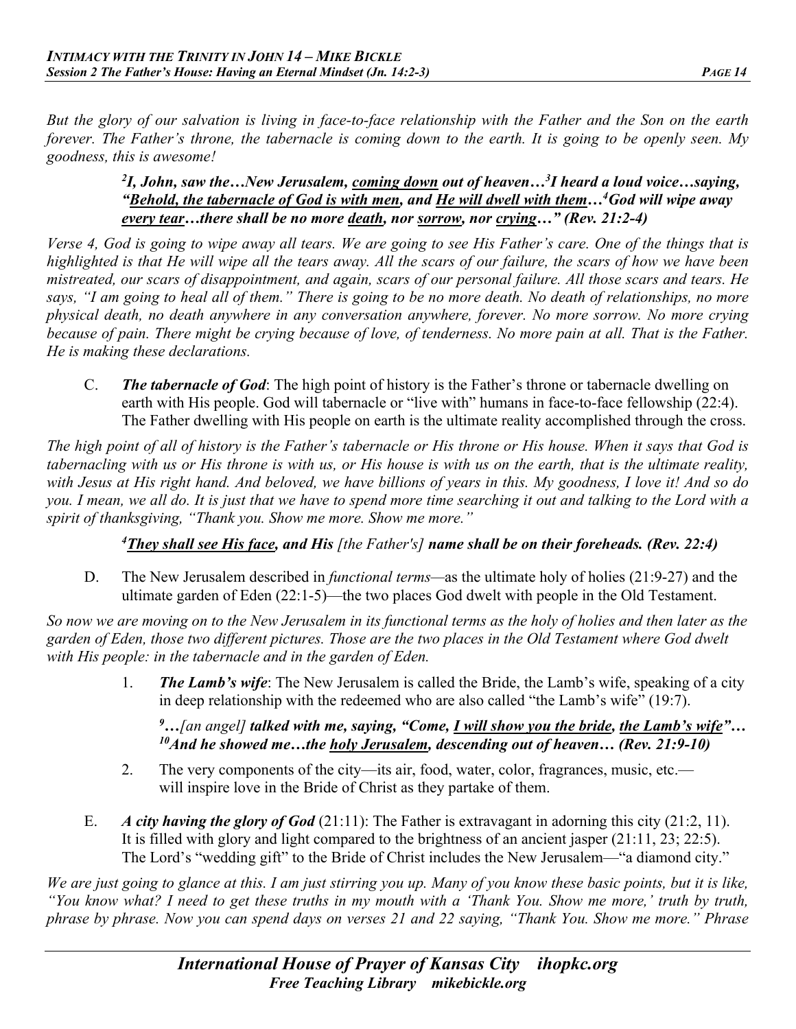*But the glory of our salvation is living in face-to-face relationship with the Father and the Son on the earth forever. The Father's throne, the tabernacle is coming down to the earth. It is going to be openly seen. My goodness, this is awesome!*

> ***[2]I, John, saw the…New Jerusalem, coming down out of heaven…[3]I heard a loud voice…saying, "Behold, the tabernacle of God is with men, and He will dwell with them…[4]God will wipe away every tear…there shall be no more death, nor sorrow, nor crying…" (Rev. 21:2-4)***

*Verse 4, God is going to wipe away all tears. We are going to see His Father's care. One of the things that is highlighted is that He will wipe all the tears away. All the scars of our failure, the scars of how we have been mistreated, our scars of disappointment, and again, scars of our personal failure. All those scars and tears. He says, "I am going to heal all of them." There is going to be no more death. No death of relationships, no more physical death, no death anywhere in any conversation anywhere, forever. No more sorrow. No more crying because of pain. There might be crying because of love, of tenderness. No more pain at all. That is the Father. He is making these declarations.*

C. ***The tabernacle of God***: The high point of history is the Father's throne or tabernacle dwelling on earth with His people. God will tabernacle or "live with" humans in face-to-face fellowship (22:4). The Father dwelling with His people on earth is the ultimate reality accomplished through the cross.

*The high point of all of history is the Father's tabernacle or His throne or His house. When it says that God is tabernacling with us or His throne is with us, or His house is with us on the earth, that is the ultimate reality, with Jesus at His right hand. And beloved, we have billions of years in this. My goodness, I love it! And so do you. I mean, we all do. It is just that we have to spend more time searching it out and talking to the Lord with a spirit of thanksgiving, "Thank you. Show me more. Show me more."*

> ***[4]They shall see His face, and His** [the Father's] **name shall be on their foreheads. (Rev. 22:4)***

D. The New Jerusalem described in *functional terms*—as the ultimate holy of holies (21:9-27) and the ultimate garden of Eden (22:1-5)—the two places God dwelt with people in the Old Testament.

*So now we are moving on to the New Jerusalem in its functional terms as the holy of holies and then later as the garden of Eden, those two different pictures. Those are the two places in the Old Testament where God dwelt with His people: in the tabernacle and in the garden of Eden.*

1. ***The Lamb's wife***: The New Jerusalem is called the Bride, the Lamb's wife, speaking of a city in deep relationship with the redeemed who are also called "the Lamb's wife" (19:7).

   > ***[9]…**[an angel]* ***talked with me, saying, "Come, I will show you the bride, the Lamb's wife"… [10]And he showed me…the holy Jerusalem, descending out of heaven… (Rev. 21:9-10)***

2. The very components of the city—its air, food, water, color, fragrances, music, etc.—will inspire love in the Bride of Christ as they partake of them.

E. ***A city having the glory of God*** (21:11): The Father is extravagant in adorning this city (21:2, 11). It is filled with glory and light compared to the brightness of an ancient jasper (21:11, 23; 22:5). The Lord's "wedding gift" to the Bride of Christ includes the New Jerusalem—"a diamond city."

*We are just going to glance at this. I am just stirring you up. Many of you know these basic points, but it is like, "You know what? I need to get these truths in my mouth with a 'Thank You. Show me more,' truth by truth, phrase by phrase. Now you can spend days on verses 21 and 22 saying, "Thank You. Show me more." Phrase*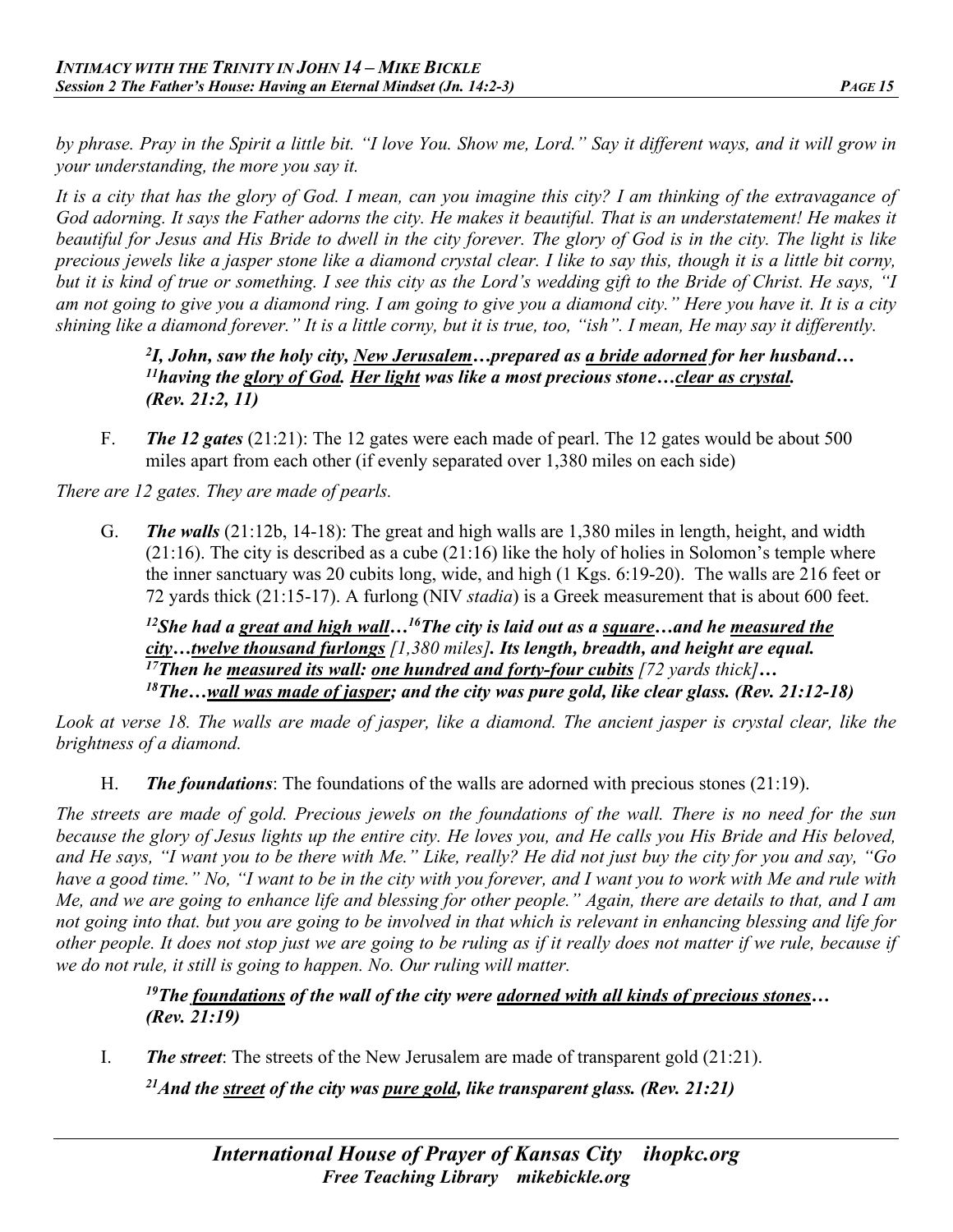*by phrase. Pray in the Spirit a little bit. "I love You. Show me, Lord." Say it different ways, and it will grow in your understanding, the more you say it.*

*It is a city that has the glory of God. I mean, can you imagine this city? I am thinking of the extravagance of God adorning. It says the Father adorns the city. He makes it beautiful. That is an understatement! He makes it beautiful for Jesus and His Bride to dwell in the city forever. The glory of God is in the city. The light is like precious jewels like a jasper stone like a diamond crystal clear. I like to say this, though it is a little bit corny, but it is kind of true or something. I see this city as the Lord's wedding gift to the Bride of Christ. He says, "I am not going to give you a diamond ring. I am going to give you a diamond city." Here you have it. It is a city shining like a diamond forever." It is a little corny, but it is true, too, "ish". I mean, He may say it differently.*

> ***[2]I, John, saw the holy city, <u>New Jerusalem</u>…prepared as <u>a bride adorned</u> for her husband… [11]having the <u>glory of God</u>. <u>Her light</u> was like a most precious stone…<u>clear as crystal</u>. (Rev. 21:2, 11)***

F. ***The 12 gates*** (21:21): The 12 gates were each made of pearl. The 12 gates would be about 500 miles apart from each other (if evenly separated over 1,380 miles on each side)

*There are 12 gates. They are made of pearls.*

G. ***The walls*** (21:12b, 14-18): The great and high walls are 1,380 miles in length, height, and width (21:16). The city is described as a cube (21:16) like the holy of holies in Solomon's temple where the inner sanctuary was 20 cubits long, wide, and high (1 Kgs. 6:19-20). The walls are 216 feet or 72 yards thick (21:15-17). A furlong (NIV *stadia*) is a Greek measurement that is about 600 feet.

> ***[12]She had a <u>great and high wall</u>…[16]The city is laid out as a <u>square</u>…and he <u>measured the city</u>…<u>twelve thousand furlongs</u>*** *[1,380 miles]**. Its length, breadth, and height are equal. [17]Then he <u>measured its wall</u>: <u>one hundred and forty-four cubits</u>*** *[72 yards thick]****… [18]The…<u>wall was made of jasper</u>; and the city was pure gold, like clear glass. (Rev. 21:12-18)***

*Look at verse 18. The walls are made of jasper, like a diamond. The ancient jasper is crystal clear, like the brightness of a diamond.*

H. ***The foundations***: The foundations of the walls are adorned with precious stones (21:19).

*The streets are made of gold. Precious jewels on the foundations of the wall. There is no need for the sun because the glory of Jesus lights up the entire city. He loves you, and He calls you His Bride and His beloved, and He says, "I want you to be there with Me." Like, really? He did not just buy the city for you and say, "Go have a good time." No, "I want to be in the city with you forever, and I want you to work with Me and rule with Me, and we are going to enhance life and blessing for other people." Again, there are details to that, and I am not going into that. but you are going to be involved in that which is relevant in enhancing blessing and life for other people. It does not stop just we are going to be ruling as if it really does not matter if we rule, because if we do not rule, it still is going to happen. No. Our ruling will matter.*

> ***[19]The <u>foundations</u> of the wall of the city were <u>adorned with all kinds of precious stones</u>… (Rev. 21:19)***

I. ***The street***: The streets of the New Jerusalem are made of transparent gold (21:21).

> ***[21]And the <u>street</u> of the city was <u>pure gold</u>, like transparent glass. (Rev. 21:21)***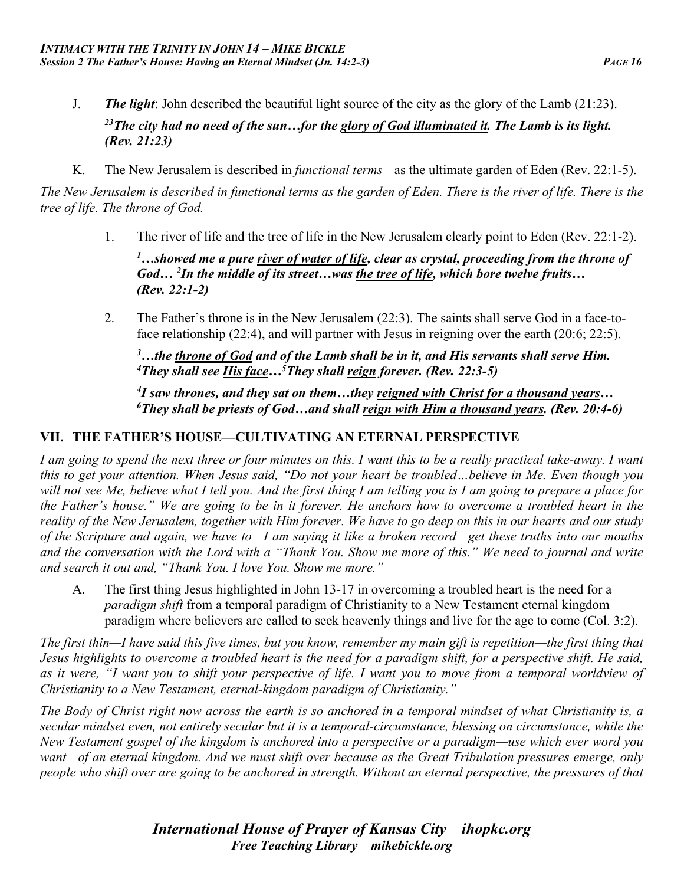J. ***The light***: John described the beautiful light source of the city as the glory of the Lamb (21:23).

***[23]The city had no need of the sun…for the glory of God illuminated it. The Lamb is its light. (Rev. 21:23)***

K. The New Jerusalem is described in *functional terms*—as the ultimate garden of Eden (Rev. 22:1-5).

*The New Jerusalem is described in functional terms as the garden of Eden. There is the river of life. There is the tree of life. The throne of God.*

1. The river of life and the tree of life in the New Jerusalem clearly point to Eden (Rev. 22:1-2).

   ***[1]…showed me a pure river of water of life, clear as crystal, proceeding from the throne of God… [2]In the middle of its street…was the tree of life, which bore twelve fruits… (Rev. 22:1-2)***

2. The Father's throne is in the New Jerusalem (22:3). The saints shall serve God in a face-to-face relationship (22:4), and will partner with Jesus in reigning over the earth (20:6; 22:5).

   ***[3]…the throne of God and of the Lamb shall be in it, and His servants shall serve Him. [4]They shall see His face…[5]They shall reign forever. (Rev. 22:3-5)***

   ***[4]I saw thrones, and they sat on them…they reigned with Christ for a thousand years… [6]They shall be priests of God…and shall reign with Him a thousand years. (Rev. 20:4-6)***

## VII. THE FATHER'S HOUSE—CULTIVATING AN ETERNAL PERSPECTIVE

*I am going to spend the next three or four minutes on this. I want this to be a really practical take-away. I want this to get your attention. When Jesus said, "Do not your heart be troubled…believe in Me. Even though you will not see Me, believe what I tell you. And the first thing I am telling you is I am going to prepare a place for the Father's house." We are going to be in it forever. He anchors how to overcome a troubled heart in the reality of the New Jerusalem, together with Him forever. We have to go deep on this in our hearts and our study of the Scripture and again, we have to—I am saying it like a broken record—get these truths into our mouths and the conversation with the Lord with a "Thank You. Show me more of this." We need to journal and write and search it out and, "Thank You. I love You. Show me more."*

A. The first thing Jesus highlighted in John 13-17 in overcoming a troubled heart is the need for a *paradigm shift* from a temporal paradigm of Christianity to a New Testament eternal kingdom paradigm where believers are called to seek heavenly things and live for the age to come (Col. 3:2).

*The first thin—I have said this five times, but you know, remember my main gift is repetition—the first thing that Jesus highlights to overcome a troubled heart is the need for a paradigm shift, for a perspective shift. He said, as it were, "I want you to shift your perspective of life. I want you to move from a temporal worldview of Christianity to a New Testament, eternal-kingdom paradigm of Christianity."*

*The Body of Christ right now across the earth is so anchored in a temporal mindset of what Christianity is, a secular mindset even, not entirely secular but it is a temporal-circumstance, blessing on circumstance, while the New Testament gospel of the kingdom is anchored into a perspective or a paradigm—use which ever word you want—of an eternal kingdom. And we must shift over because as the Great Tribulation pressures emerge, only people who shift over are going to be anchored in strength. Without an eternal perspective, the pressures of that*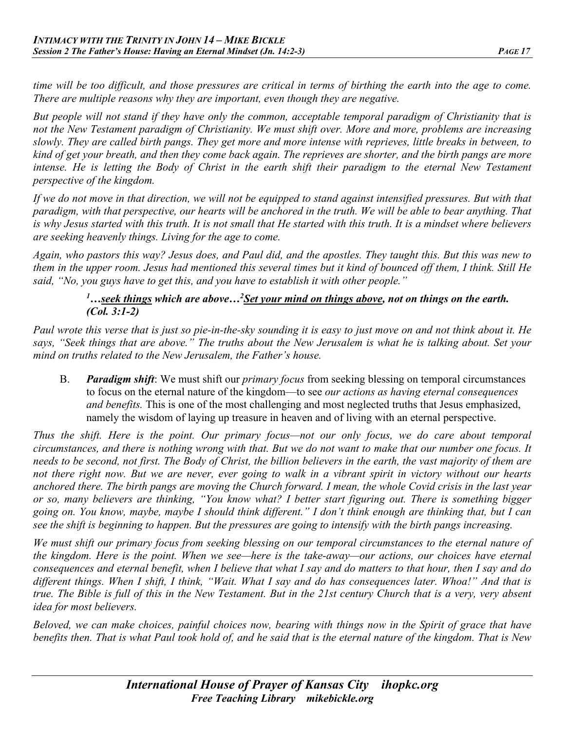*time will be too difficult, and those pressures are critical in terms of birthing the earth into the age to come. There are multiple reasons why they are important, even though they are negative.*

*But people will not stand if they have only the common, acceptable temporal paradigm of Christianity that is not the New Testament paradigm of Christianity. We must shift over. More and more, problems are increasing slowly. They are called birth pangs. They get more and more intense with reprieves, little breaks in between, to kind of get your breath, and then they come back again. The reprieves are shorter, and the birth pangs are more intense. He is letting the Body of Christ in the earth shift their paradigm to the eternal New Testament perspective of the kingdom.*

*If we do not move in that direction, we will not be equipped to stand against intensified pressures. But with that paradigm, with that perspective, our hearts will be anchored in the truth. We will be able to bear anything. That is why Jesus started with this truth. It is not small that He started with this truth. It is a mindset where believers are seeking heavenly things. Living for the age to come.*

*Again, who pastors this way? Jesus does, and Paul did, and the apostles. They taught this. But this was new to them in the upper room. Jesus had mentioned this several times but it kind of bounced off them, I think. Still He said, "No, you guys have to get this, and you have to establish it with other people."*

> ***[1]…<u>seek things</u> which are above…[2]<u>Set your mind on things above</u>, not on things on the earth. (Col. 3:1-2)***

*Paul wrote this verse that is just so pie-in-the-sky sounding it is easy to just move on and not think about it. He says, "Seek things that are above." The truths about the New Jerusalem is what he is talking about. Set your mind on truths related to the New Jerusalem, the Father's house.*

B. ***Paradigm shift***: We must shift our *primary focus* from seeking blessing on temporal circumstances to focus on the eternal nature of the kingdom—to see *our actions as having eternal consequences and benefits.* This is one of the most challenging and most neglected truths that Jesus emphasized, namely the wisdom of laying up treasure in heaven and of living with an eternal perspective.

*Thus the shift. Here is the point. Our primary focus—not our only focus, we do care about temporal circumstances, and there is nothing wrong with that. But we do not want to make that our number one focus. It needs to be second, not first. The Body of Christ, the billion believers in the earth, the vast majority of them are not there right now. But we are never, ever going to walk in a vibrant spirit in victory without our hearts anchored there. The birth pangs are moving the Church forward. I mean, the whole Covid crisis in the last year or so, many believers are thinking, "You know what? I better start figuring out. There is something bigger going on. You know, maybe, maybe I should think different." I don't think enough are thinking that, but I can see the shift is beginning to happen. But the pressures are going to intensify with the birth pangs increasing.*

*We must shift our primary focus from seeking blessing on our temporal circumstances to the eternal nature of the kingdom. Here is the point. When we see—here is the take-away—our actions, our choices have eternal consequences and eternal benefit, when I believe that what I say and do matters to that hour, then I say and do different things. When I shift, I think, "Wait. What I say and do has consequences later. Whoa!" And that is true. The Bible is full of this in the New Testament. But in the 21st century Church that is a very, very absent idea for most believers.*

*Beloved, we can make choices, painful choices now, bearing with things now in the Spirit of grace that have benefits then. That is what Paul took hold of, and he said that is the eternal nature of the kingdom. That is New*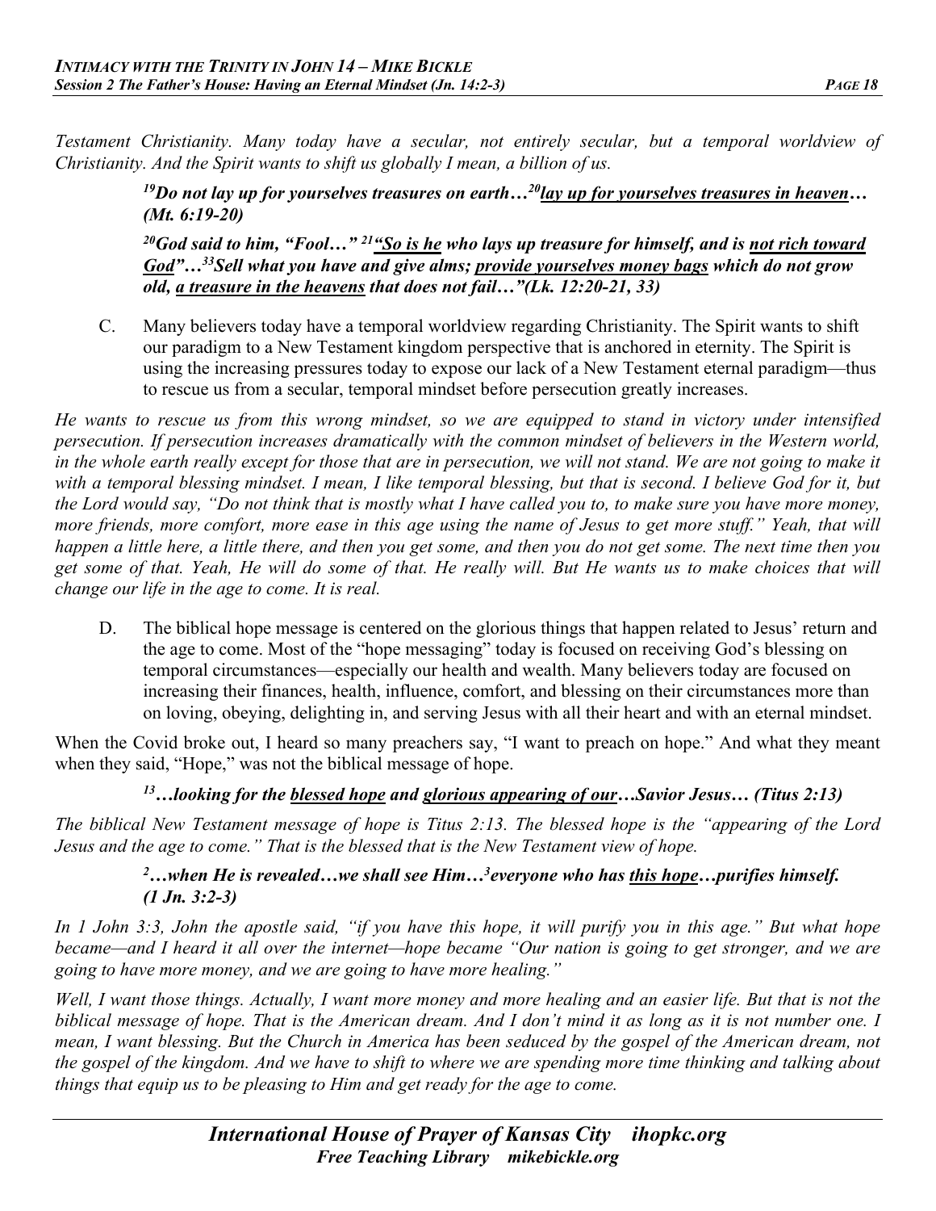*Testament Christianity. Many today have a secular, not entirely secular, but a temporal worldview of Christianity. And the Spirit wants to shift us globally I mean, a billion of us.*

> ***[19]Do not lay up for yourselves treasures on earth…[20]<u>lay up for yourselves treasures in heaven</u>… (Mt. 6:19-20)***
>
> ***[20]God said to him, "Fool…" [21]"<u>So is he</u> who lays up treasure for himself, and is <u>not rich toward God</u>"…[33]Sell what you have and give alms; <u>provide yourselves money bags</u> which do not grow old, <u>a treasure in the heavens</u> that does not fail…"(Lk. 12:20-21, 33)***

C. Many believers today have a temporal worldview regarding Christianity. The Spirit wants to shift our paradigm to a New Testament kingdom perspective that is anchored in eternity. The Spirit is using the increasing pressures today to expose our lack of a New Testament eternal paradigm—thus to rescue us from a secular, temporal mindset before persecution greatly increases.

*He wants to rescue us from this wrong mindset, so we are equipped to stand in victory under intensified persecution. If persecution increases dramatically with the common mindset of believers in the Western world, in the whole earth really except for those that are in persecution, we will not stand. We are not going to make it with a temporal blessing mindset. I mean, I like temporal blessing, but that is second. I believe God for it, but the Lord would say, "Do not think that is mostly what I have called you to, to make sure you have more money, more friends, more comfort, more ease in this age using the name of Jesus to get more stuff." Yeah, that will happen a little here, a little there, and then you get some, and then you do not get some. The next time then you get some of that. Yeah, He will do some of that. He really will. But He wants us to make choices that will change our life in the age to come. It is real.*

D. The biblical hope message is centered on the glorious things that happen related to Jesus' return and the age to come. Most of the "hope messaging" today is focused on receiving God's blessing on temporal circumstances—especially our health and wealth. Many believers today are focused on increasing their finances, health, influence, comfort, and blessing on their circumstances more than on loving, obeying, delighting in, and serving Jesus with all their heart and with an eternal mindset.

When the Covid broke out, I heard so many preachers say, "I want to preach on hope." And what they meant when they said, "Hope," was not the biblical message of hope.

> ***[13]…looking for the <u>blessed hope</u> and <u>glorious appearing of our</u>…Savior Jesus… (Titus 2:13)***

*The biblical New Testament message of hope is Titus 2:13. The blessed hope is the "appearing of the Lord Jesus and the age to come." That is the blessed that is the New Testament view of hope.*

> ***[2]…when He is revealed…we shall see Him…[3]everyone who has <u>this hope</u>…purifies himself. (1 Jn. 3:2-3)***

*In 1 John 3:3, John the apostle said, "if you have this hope, it will purify you in this age." But what hope became—and I heard it all over the internet—hope became "Our nation is going to get stronger, and we are going to have more money, and we are going to have more healing."*

*Well, I want those things. Actually, I want more money and more healing and an easier life. But that is not the biblical message of hope. That is the American dream. And I don't mind it as long as it is not number one. I mean, I want blessing. But the Church in America has been seduced by the gospel of the American dream, not the gospel of the kingdom. And we have to shift to where we are spending more time thinking and talking about things that equip us to be pleasing to Him and get ready for the age to come.*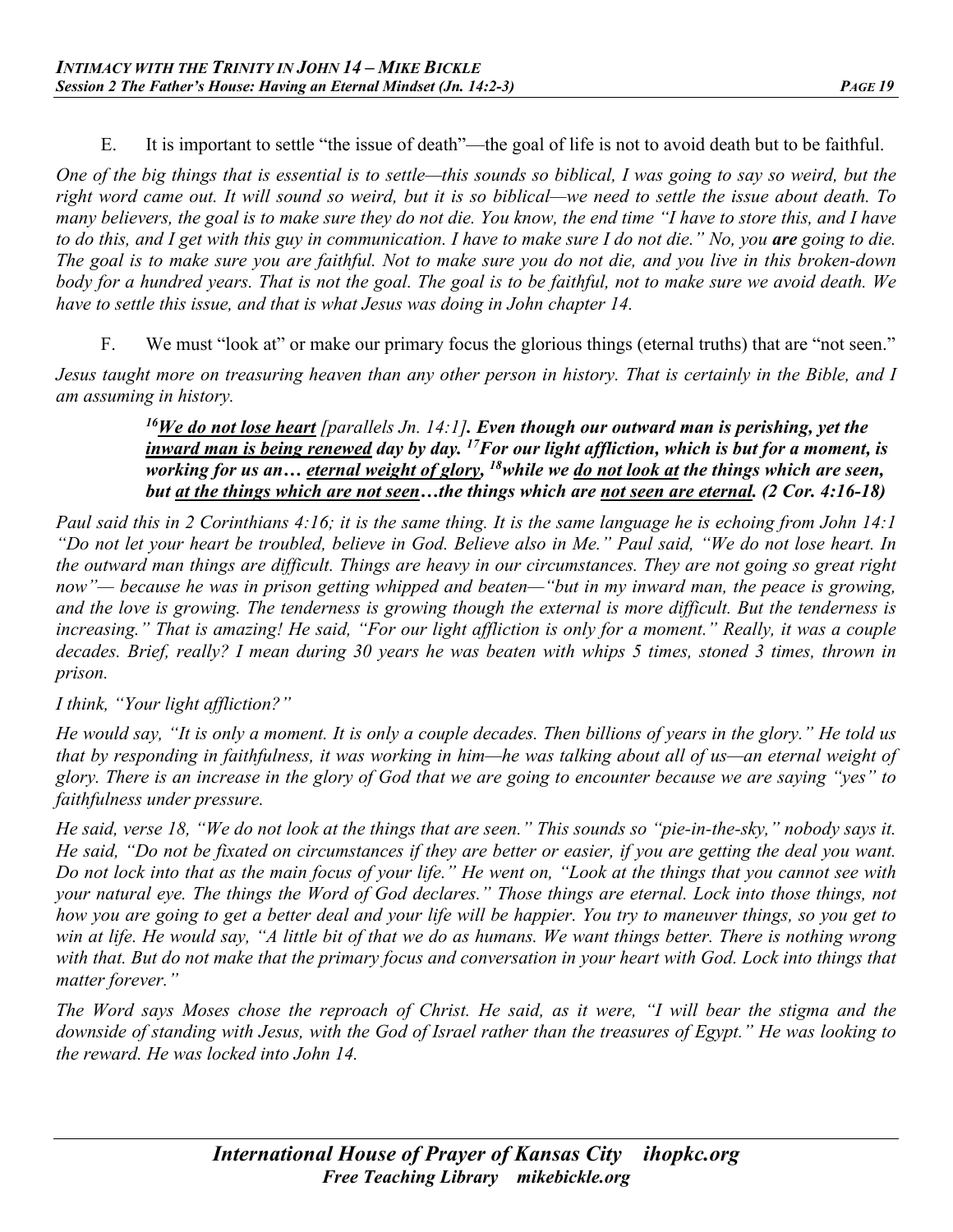E. It is important to settle "the issue of death"—the goal of life is not to avoid death but to be faithful.

*One of the big things that is essential is to settle—this sounds so biblical, I was going to say so weird, but the right word came out. It will sound so weird, but it is so biblical—we need to settle the issue about death. To many believers, the goal is to make sure they do not die. You know, the end time "I have to store this, and I have to do this, and I get with this guy in communication. I have to make sure I do not die." No, you* ***are*** *going to die. The goal is to make sure you are faithful. Not to make sure you do not die, and you live in this broken-down body for a hundred years. That is not the goal. The goal is to be faithful, not to make sure we avoid death. We have to settle this issue, and that is what Jesus was doing in John chapter 14.*

F. We must "look at" or make our primary focus the glorious things (eternal truths) that are "not seen."

*Jesus taught more on treasuring heaven than any other person in history. That is certainly in the Bible, and I am assuming in history.*

> ***[16]<u>We do not lose heart</u>*** *[parallels Jn. 14:1]****. Even though our outward man is perishing, yet the <u>inward man is being renewed</u> day by day. [17]For our light affliction, which is but for a moment, is working for us an… <u>eternal weight of glory</u>, [18]while we <u>do not look at</u> the things which are seen, but <u>at the things which are not seen</u>…the things which are <u>not seen are eternal</u>. (2 Cor. 4:16-18)***

*Paul said this in 2 Corinthians 4:16; it is the same thing. It is the same language he is echoing from John 14:1 "Do not let your heart be troubled, believe in God. Believe also in Me." Paul said, "We do not lose heart. In the outward man things are difficult. Things are heavy in our circumstances. They are not going so great right now"— because he was in prison getting whipped and beaten—"but in my inward man, the peace is growing, and the love is growing. The tenderness is growing though the external is more difficult. But the tenderness is increasing." That is amazing! He said, "For our light affliction is only for a moment." Really, it was a couple decades. Brief, really? I mean during 30 years he was beaten with whips 5 times, stoned 3 times, thrown in prison.*

*I think, "Your light affliction?"*

*He would say, "It is only a moment. It is only a couple decades. Then billions of years in the glory." He told us that by responding in faithfulness, it was working in him—he was talking about all of us—an eternal weight of glory. There is an increase in the glory of God that we are going to encounter because we are saying "yes" to faithfulness under pressure.*

*He said, verse 18, "We do not look at the things that are seen." This sounds so "pie-in-the-sky," nobody says it. He said, "Do not be fixated on circumstances if they are better or easier, if you are getting the deal you want. Do not lock into that as the main focus of your life." He went on, "Look at the things that you cannot see with your natural eye. The things the Word of God declares." Those things are eternal. Lock into those things, not how you are going to get a better deal and your life will be happier. You try to maneuver things, so you get to win at life. He would say, "A little bit of that we do as humans. We want things better. There is nothing wrong with that. But do not make that the primary focus and conversation in your heart with God. Lock into things that matter forever."*

*The Word says Moses chose the reproach of Christ. He said, as it were, "I will bear the stigma and the downside of standing with Jesus, with the God of Israel rather than the treasures of Egypt." He was looking to the reward. He was locked into John 14.*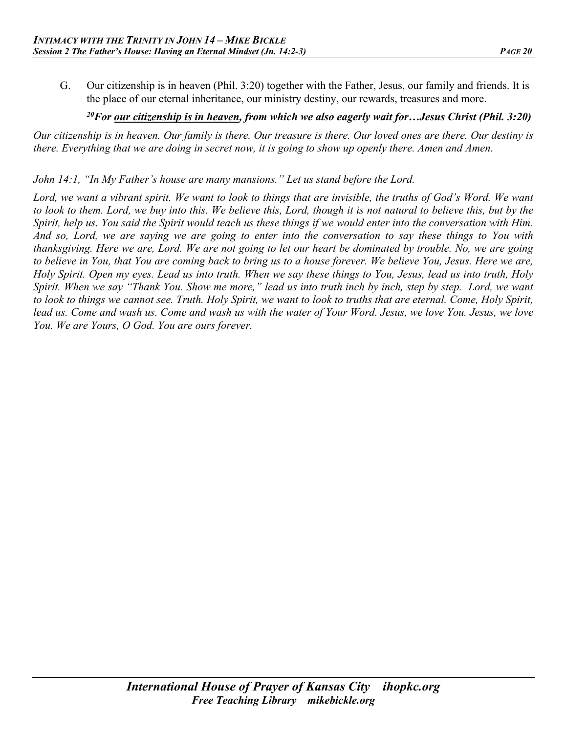G. Our citizenship is in heaven (Phil. 3:20) together with the Father, Jesus, our family and friends. It is the place of our eternal inheritance, our ministry destiny, our rewards, treasures and more.

***[20]For <u>our citizenship is in heaven</u>, from which we also eagerly wait for…Jesus Christ (Phil. 3:20)***

*Our citizenship is in heaven. Our family is there. Our treasure is there. Our loved ones are there. Our destiny is there. Everything that we are doing in secret now, it is going to show up openly there. Amen and Amen.*

*John 14:1, "In My Father's house are many mansions." Let us stand before the Lord.*

*Lord, we want a vibrant spirit. We want to look to things that are invisible, the truths of God's Word. We want to look to them. Lord, we buy into this. We believe this, Lord, though it is not natural to believe this, but by the Spirit, help us. You said the Spirit would teach us these things if we would enter into the conversation with Him. And so, Lord, we are saying we are going to enter into the conversation to say these things to You with thanksgiving. Here we are, Lord. We are not going to let our heart be dominated by trouble. No, we are going to believe in You, that You are coming back to bring us to a house forever. We believe You, Jesus. Here we are, Holy Spirit. Open my eyes. Lead us into truth. When we say these things to You, Jesus, lead us into truth, Holy Spirit. When we say "Thank You. Show me more," lead us into truth inch by inch, step by step. Lord, we want to look to things we cannot see. Truth. Holy Spirit, we want to look to truths that are eternal. Come, Holy Spirit, lead us. Come and wash us. Come and wash us with the water of Your Word. Jesus, we love You. Jesus, we love You. We are Yours, O God. You are ours forever.*